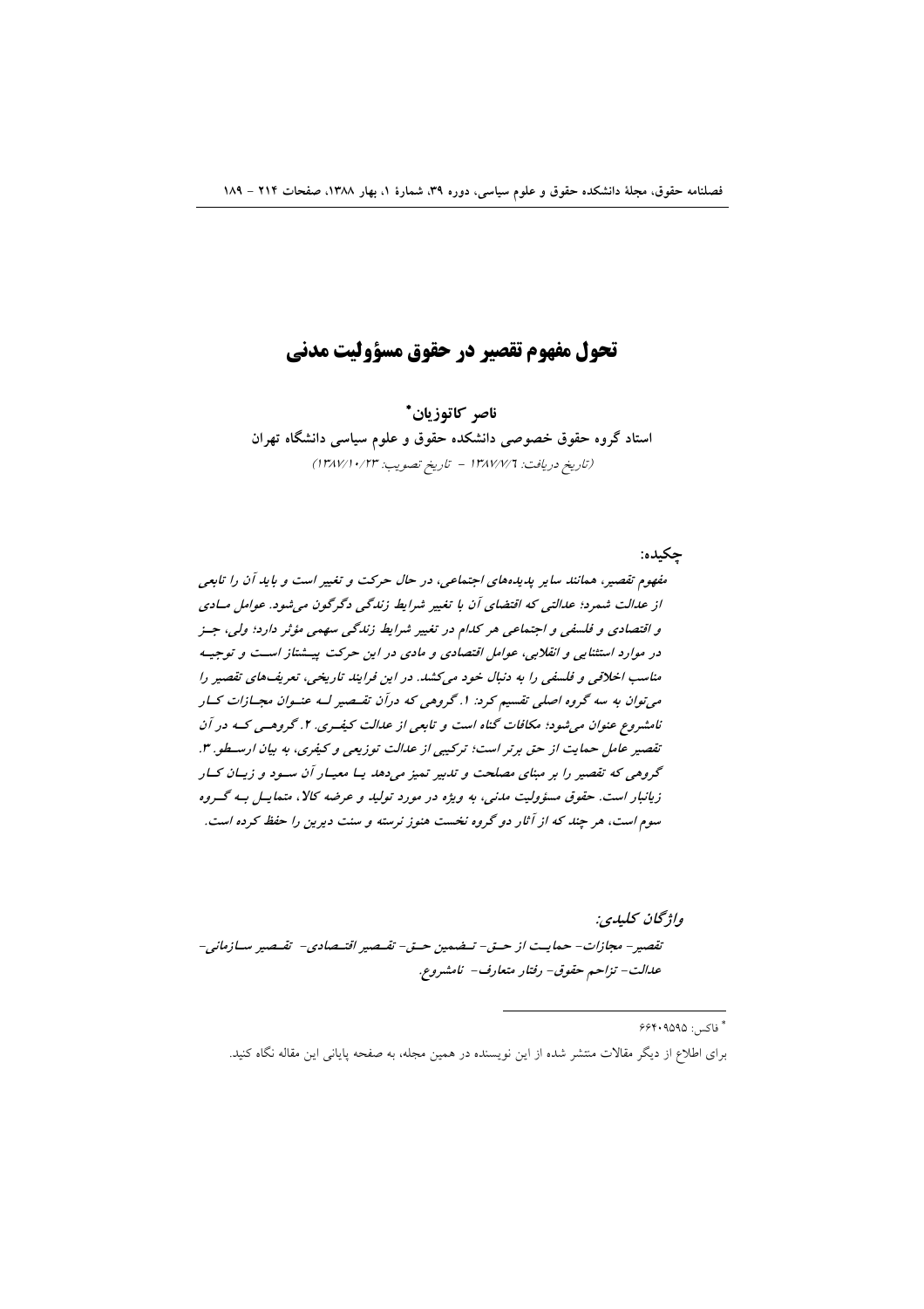# تحول مفهوم تقصیر در حقوق مسؤولیت مدنی

**ناصر کاتوزیان***

**استاد گروه حقوق خصوصی دانشکده حقوق و علوم سیاسی دانشگاه تهران**

(تاریخ دریافت: ۱۳۸۷/۷/۶ - تاریخ تصویب: ۱۳۸۷/۱۰/۲۳)

**چکیده:**

***مفهوم تقصیر، همانند سایر پدیده‌های اجتماعی، در حال حرکت و تغییر است و باید آن را تابعی از عدالت شمرد؛ عدالتی که اقتضای آن با تغییر شرایط زندگی دگرگون می‌شود. عوامل مادی و اقتصادی و فلسفی و اجتماعی هر کدام در تغییر شرایط زندگی سهمی مؤثر دارد؛ ولی، جز در موارد استثنایی و انقلابی، عوامل اقتصادی و مادی در این حرکت پیشتاز است و توجیه مناسب اخلاقی و فلسفی را به دنبال خود می‌کشد. در این فرایند تاریخی، تعریف‌های تقصیر را می‌توان به سه گروه اصلی تقسیم کرد: ۱. گروهی که درآن تقصیر لـه عنوان مجازات کار نامشروع عنوان می‌شود؛ مکافات گناه است و تابعی از عدالت کیفری. ۲. گروهی که در آن تقصیر عامل حمایت از حق برتر است؛ ترکیبی از عدالت توزیعی و کیفری، به بیان ارسطو. ۳. گروهی که تقصیر را بر مبنای مصلحت و تدبیر تمیز می‌دهد یا معیار آن سود و زیان کار زیانبار است. حقوق مسؤولیت مدنی، به ویژه در مورد تولید و عرضه کالا، متمایل به گروه سوم است، هر چند که از آثار دو گروه نخست هنوز نرسته و سنت دیرین را حفظ کرده است.***

***واژگان کلیدی:***

***تقصیر- مجازات- حمایت از حق- تضمین حق- تقصیر اقتصادی- تقصیر سازمانی- عدالت- تزاحم حقوق- رفتار متعارف- نامشروع.***

---

* فاکس: ۶۶۴۰۹۵۹۵

برای اطلاع از دیگر مقالات منتشر شده از این نویسنده در همین مجله، به صفحه پایانی این مقاله نگاه کنید.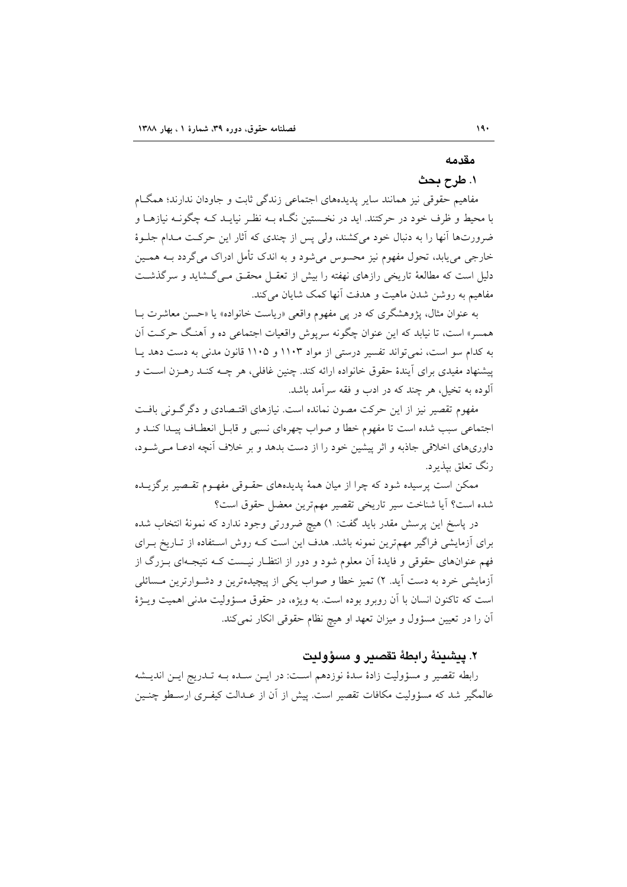# مقدمه

## ۱. طرح بحث

مفاهیم حقوقی نیز همانند سایر پدیده‌های اجتماعی زندگی ثابت و جاودان ندارند؛ همگام با محیط و ظرف خود در حرکتند. اید در نخستین نگاه به نظر نیاید که چگونه نیازها و ضرورت‌ها آنها را به دنبال خود می‌کشند، ولی پس از چندی که آثار این حرکت مدام جلوهٔ خارجی می‌یابد، تحول مفهوم نیز محسوس می‌شود و به اندک تأمل ادراک می‌گردد به همین دلیل است که مطالعهٔ تاریخی رازهای نهفته را بیش از تعقل محقق می‌گشاید و سرگذشت مفاهیم به روشن شدن ماهیت و هدفت آنها کمک شایان می‌کند.

به عنوان مثال، پژوهشگری که در پی مفهوم واقعی «ریاست خانواده» یا «حسن معاشرت با همسر» است، تا نیابد که این عنوان چگونه سرپوش واقعیات اجتماعی ده و آهنگ حرکت آن به کدام سو است، نمی‌تواند تفسیر درستی از مواد ۱۱۰۳ و ۱۱۰۵ قانون مدنی به دست دهد یا پیشنهاد مفیدی برای آیندهٔ حقوق خانواده ارائه کند. چنین غافلی، هر چه کند رهزن است و آلوده به تخیل، هر چند که در ادب و فقه سرآمد باشد.

مفهوم تقصیر نیز از این حرکت مصون نمانده است. نیازهای اقتصادی و دگرگونی بافت اجتماعی سبب شده است تا مفهوم خطا و صواب چهره‌ای نسبی و قابل انعطاف پیدا کند و داوری‌های اخلاقی جاذبه و اثر پیشین خود را از دست بدهد و بر خلاف آنچه ادعا می‌شود، رنگ تعلق بپذیرد.

ممکن است پرسیده شود که چرا از میان همهٔ پدیده‌های حقوقی مفهوم تقصیر برگزیده شده است؟ آیا شناخت سیر تاریخی تقصیر مهم‌ترین معضل حقوق است؟

در پاسخ این پرسش مقدر باید گفت: ۱) هیچ ضرورتی وجود ندارد که نمونهٔ انتخاب شده برای آزمایشی فراگیر مهم‌ترین نمونه باشد. هدف این است که روش استفاده از تاریخ برای فهم عنوان‌های حقوقی و فایدهٔ آن معلوم شود و دور از انتظار نیست که نتیجه‌ای بزرگ از آزمایشی خرد به دست آید. ۲) تمیز خطا و صواب یکی از پیچیده‌ترین و دشوارترین مسائلی است که تاکنون انسان با آن روبرو بوده است. به ویژه، در حقوق مسؤولیت مدنی اهمیت ویژهٔ آن را در تعیین مسؤول و میزان تعهد او هیچ نظام حقوقی انکار نمی‌کند.

## ۲. پیشینهٔ رابطهٔ تقصیر و مسؤولیت

رابطه تقصیر و مسؤولیت زادهٔ سدهٔ نوزدهم است: در این سده به تدریج این اندیشه عالمگیر شد که مسؤولیت مکافات تقصیر است. پیش از آن از عدالت کیفری ارسطو چنین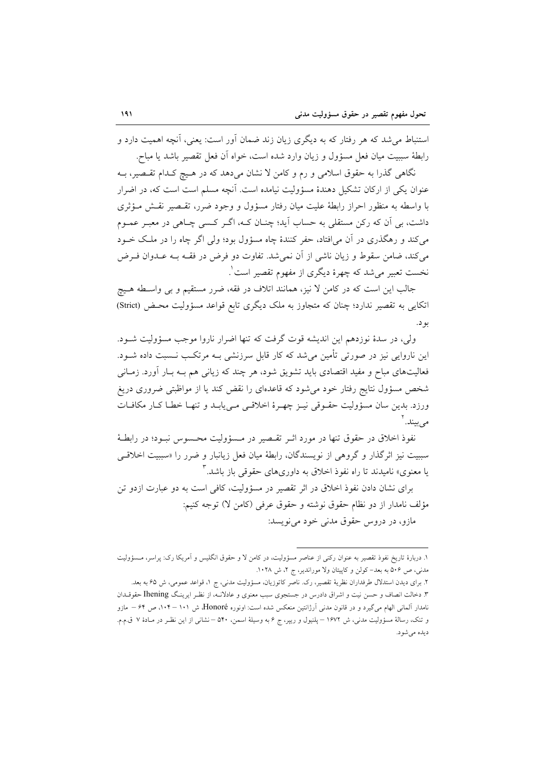استنباط می‌شد که هر رفتار که به دیگری زیان زند ضمان آور است: یعنی، آنچه اهمیت دارد و رابطهٔ سببیت میان فعل مسؤول و زیان وارد شده است، خواه آن فعل تقصیر باشد یا مباح.

نگاهی گذرا به حقوق اسلامی و رم و کامن لا نشان می‌دهد که در هیچ کدام تقصیر، به عنوان یکی از ارکان تشکیل دهندهٔ مسؤولیت نیامده است. آنچه مسلم است است که، در اضرار با واسطه به منظور احراز رابطهٔ علیت میان رفتار مسؤول و وجود ضرر، تقصیر نقش مؤثری داشت، بی آن که رکن مستقلی به حساب آید؛ چنان که، اگر کسی چاهی در معبر عموم می‌کند و رهگذری در آن می‌افتاد، حفر کنندهٔ چاه مسؤول بود؛ ولی اگر چاه را در ملک خود می‌کند، ضامن سقوط و زیان ناشی از آن نمی‌شد. تفاوت دو فرض در فقه به عدوان فرض نخست تعبیر می‌شد که چهرهٔ دیگری از مفهوم تقصیر است[1].

جالب این است که در کامن لا نیز، همانند اتلاف در فقه، ضرر مستقیم و بی واسطه هیچ اتکایی به تقصیر ندارد؛ چنان که متجاوز به ملک دیگری تابع قواعد مسؤولیت محض (Strict) بود.

ولی، در سدهٔ نوزدهم این اندیشه قوت گرفت که تنها اضرار ناروا موجب مسؤولیت شود. این ناروایی نیز در صورتی تأمین می‌شد که کار قابل سرزنشی به مرتکب نسبت داده شود. فعالیت‌های مباح و مفید اقتصادی باید تشویق شود، هر چند که زیانی هم به بار آورد. زمانی شخص مسؤول نتایج رفتار خود می‌شود که قاعده‌ای را نقض کند یا از مواظبتی ضروری دریغ ورزد. بدین سان مسؤولیت حقوقی نیز چهرهٔ اخلاقی می‌یابد و تنها خطا کار مکافات می‌بیند.[2]

نفوذ اخلاق در حقوق تنها در مورد اثر تقصیر در مسؤولیت محسوس نبود؛ در رابطهٔ سببیت نیز اثرگذار و گروهی از نویسندگان، رابطهٔ میان فعل زیانبار و ضرر را «سببیت اخلاقی یا معنوی» نامیدند تا راه نفوذ اخلاق به داوری‌های حقوقی باز باشد.[3]

برای نشان دادن نفوذ اخلاق در اثر تقصیر در مسؤولیت، کافی است به دو عبارت ازدو تن مؤلف نامدار از دو نظام حقوق نوشته و حقوق عرفی (کامن لا) توجه کنیم:

مازو، در دروس حقوق مدنی خود می‌نویسد:

---

۱. دربارهٔ تاریخ نفوذ تقصیر به عنوان رکنی از عناصر مسؤولیت، در کامن لا و حقوق انگلیس و آمریکا رک: پراسر، مسؤولیت مدنی، ص ۵۰۶ به بعد- کولن و کاپیتان ولا موراندیر، ج ۲، ش ۱۰۲۸.

۲. برای دیدن استدلال طرفداران نظریهٔ تقصیر، رک. ناصر کاتوزیان، مسؤولیت مدنی، ج ۱، قواعد عمومی، ش ۶۵ به بعد.

۳. دخالت انصاف و حسن نیت و اشراق دادرس در جستجوی سبب معنوی و عادلانه، از نظر ایرینگ Ihening حقوقدان نامدار آلمانی الهام می‌گیرد و در قانون مدنی آرژانتین منعکس شده است: اونوره Honoré، ش ۱۰۱ – ۱۰۴، ص ۶۴ – مازو و تنک، رسالهٔ مسؤولیت مدنی، ش ۱۶۷۲ – پلنیول و ریپر، ج ۶ به وسیلهٔ اسمن، ۵۴۰ – نشانی از این نظر در مادهٔ ۷ ق.م.م. دیده می‌شود.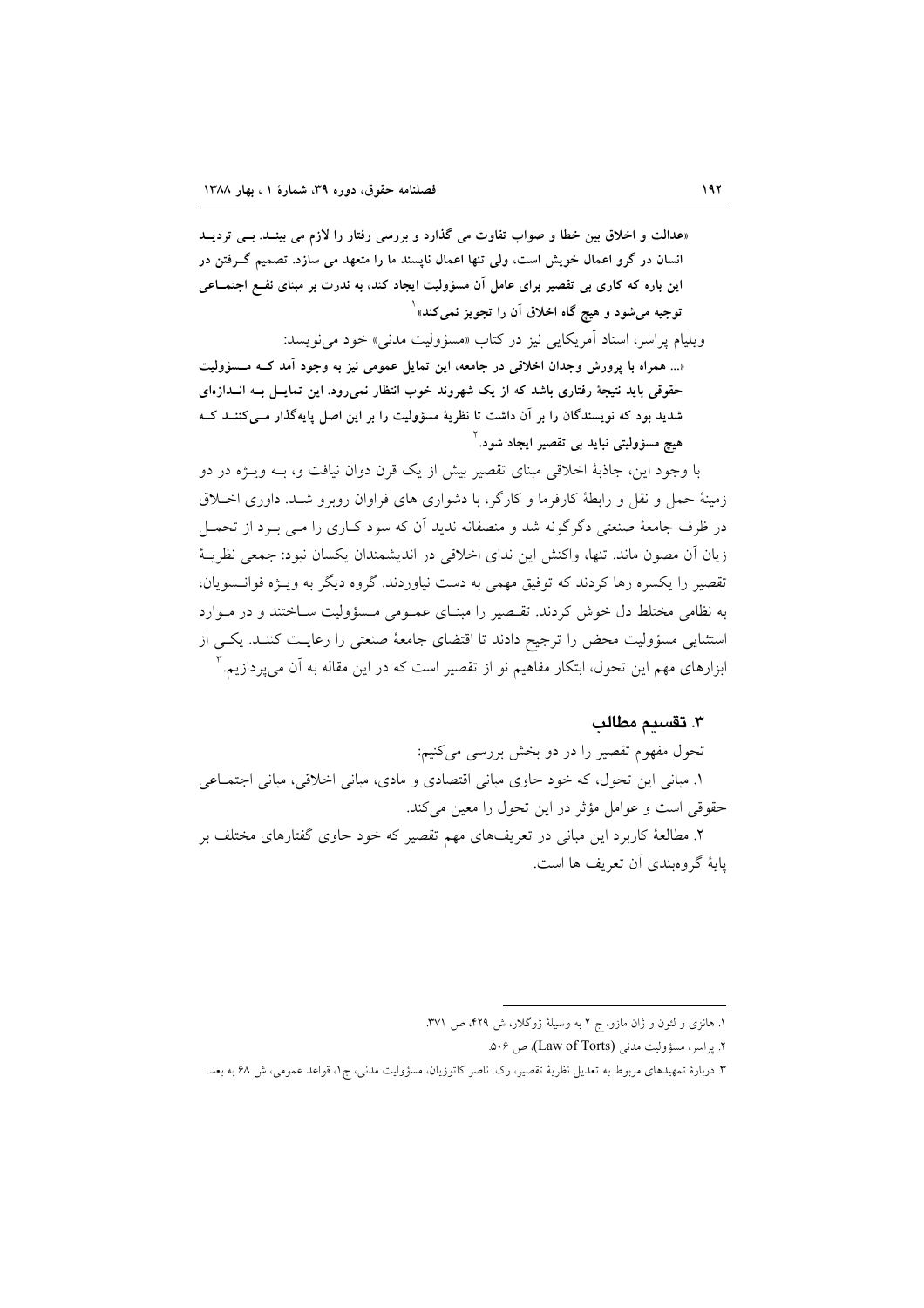«عدالت و اخلاق بین خطا و صواب تفاوت می گذارد و بررسی رفتار را لازم می بیند. بی تردید انسان در گرو اعمال خویش است، ولی تنها اعمال ناپسند ما را متعهد می سازد. تصمیم گرفتن در این باره که کاری بی تقصیر برای عامل آن مسؤولیت ایجاد کند، به ندرت بر مبنای نفع اجتماعی توجیه می‌شود و هیچ گاه اخلاق آن را تجویز نمی‌کند»[1]

ویلیام پراسر، استاد آمریکایی نیز در کتاب «مسؤولیت مدنی» خود می‌نویسد:

«... همراه با پرورش وجدان اخلاقی در جامعه، این تمایل عمومی نیز به وجود آمد که مسؤولیت حقوقی باید نتیجهٔ رفتاری باشد که از یک شهروند خوب انتظار نمی‌رود. این تمایل به اندازه‌ای شدید بود که نویسندگان را بر آن داشت تا نظریهٔ مسؤولیت را بر این اصل پایه‌گذار می‌کنند که هیچ مسؤولیتی نباید بی تقصیر ایجاد شود.[2]

با وجود این، جاذبهٔ اخلاقی مبنای تقصیر بیش از یک قرن دوان نیافت و، به ویژه در دو زمینهٔ حمل و نقل و رابطهٔ کارفرما و کارگر، با دشواری های فراوان روبرو شد. داوری اخلاق در ظرف جامعهٔ صنعتی دگرگونه شد و منصفانه ندید آن که سود کاری را می برد از تحمل زیان آن مصون ماند. تنها، واکنش این ندای اخلاقی در اندیشمندان یکسان نبود: جمعی نظریهٔ تقصیر را یکسره رها کردند که توفیق مهمی به دست نیاوردند. گروه دیگر به ویژه فوانسویان، به نظامی مختلط دل خوش کردند. تقصیر را مبنای عمومی مسؤولیت ساختند و در موارد استثنایی مسؤولیت محض را ترجیح دادند تا اقتضای جامعهٔ صنعتی را رعایت کنند. یکی از ابزارهای مهم این تحول، ابتکار مفاهیم نو از تقصیر است که در این مقاله به آن می‌پردازیم.[3]

## ۳. تقسیم مطالب

تحول مفهوم تقصیر را در دو بخش بررسی می‌کنیم:

۱. مبانی این تحول، که خود حاوی مبانی اقتصادی و مادی، مبانی اخلاقی، مبانی اجتماعی حقوقی است و عوامل مؤثر در این تحول را معین می‌کند.

۲. مطالعهٔ کاربرد این مبانی در تعریف‌های مهم تقصیر که خود حاوی گفتارهای مختلف بر پایهٔ گروه‌بندی آن تعریف ها است.

---

۱. هانزی و لئون و ژان مازو، ج ۲ به وسیلهٔ ژوگلار، ش ۴۲۹، ص ۳۷۱.

۲. پراسر، مسؤولیت مدنی (Law of Torts)، ص ۵۰۶.

۳. دربارهٔ تمهیدهای مربوط به تعدیل نظریهٔ تقصیر، رک. ناصر کاتوزیان، مسؤولیت مدنی، ج۱، قواعد عمومی، ش ۶۸ به بعد.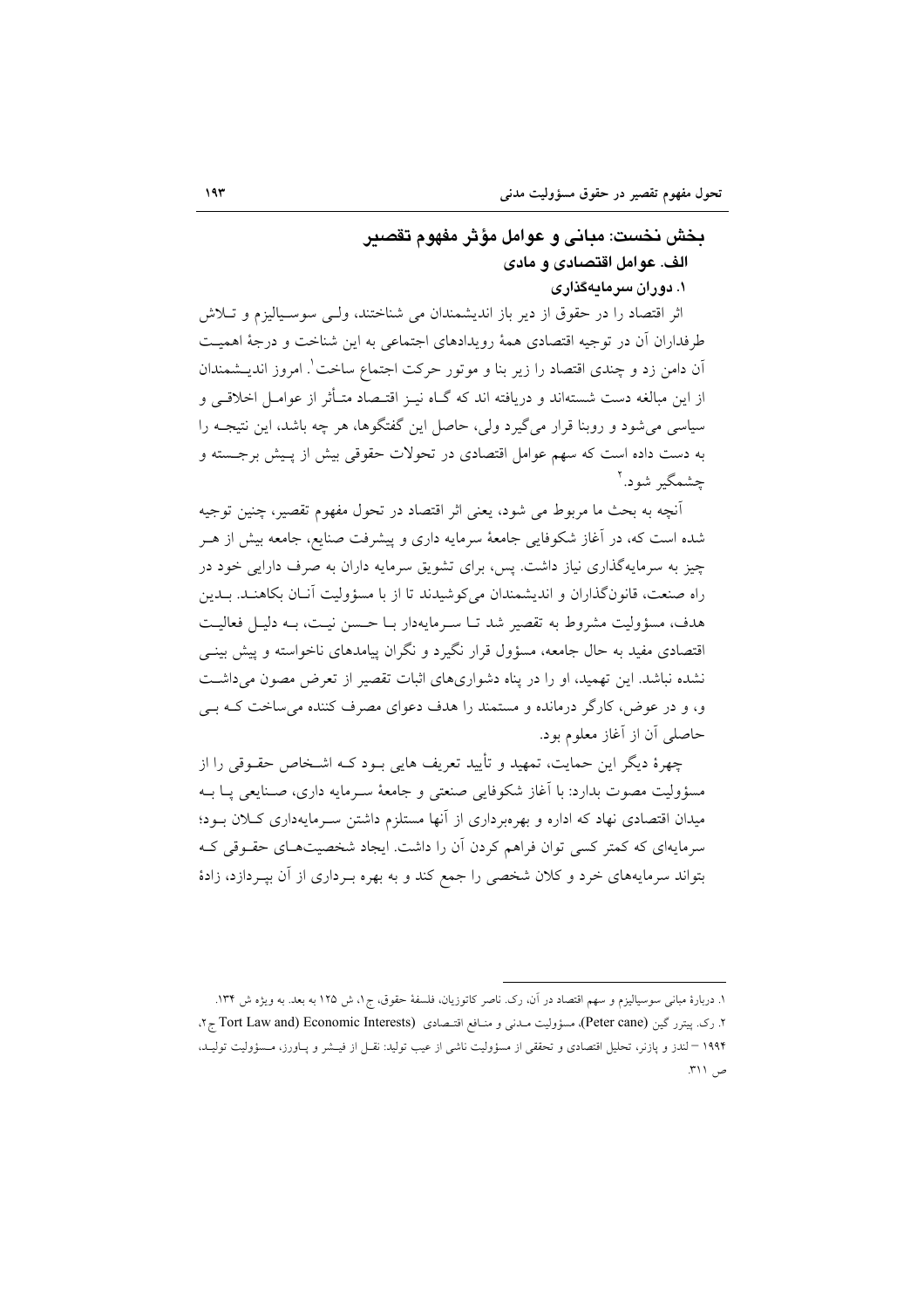## بخش نخست: مبانی و عوامل مؤثر مفهوم تقصیر

### الف. عوامل اقتصادی و مادی

#### ۱. دوران سرمایه‌گذاری

اثر اقتصاد را در حقوق از دیر باز اندیشمندان می شناختند، ولـی سوسـیالیزم و تـلاش طرفداران آن در توجیه اقتصادی همهٔ رویدادهای اجتماعی به این شناخت و درجهٔ اهمیـت آن دامن زد و چندی اقتصاد را زیر بنا و موتور حرکت اجتماع ساخت[1]. امروز اندیـشمندان از این مبالغه دست شسته‌اند و دریافته اند که گـاه نیـز اقتـصاد متـأثر از عوامـل اخلاقـی و سیاسی می‌شود و روبنا قرار می‌گیرد ولی، حاصل این گفتگوها، هر چه باشد، این نتیجـه را به دست داده است که سهم عوامل اقتصادی در تحولات حقوقی بیش از پـیش برجـسته و چشمگیر شود.[2]

آنچه به بحث ما مربوط می شود، یعنی اثر اقتصاد در تحول مفهوم تقصیر، چنین توجیه شده است که، در آغاز شکوفایی جامعهٔ سرمایه داری و پیشرفت صنایع، جامعه بیش از هـر چیز به سرمایه‌گذاری نیاز داشت. پس، برای تشویق سرمایه داران به صرف دارایی خود در راه صنعت، قانون‌گذاران و اندیشمندان می‌کوشیدند تا از با مسؤولیت آنـان بکاهنـد. بـدین هدف، مسؤولیت مشروط به تقصیر شد تـا سـرمایه‌دار بـا حـسن نیـت، بـه دلیـل فعالیـت اقتصادی مفید به حال جامعه، مسؤول قرار نگیرد و نگران پیامدهای ناخواسته و پیش بینـی نشده نباشد. این تهمید، او را در پناه دشواری‌های اثبات تقصیر از تعرض مصون می‌داشـت و، و در عوض، کارگر درمانده و مستمند را هدف دعوای مصرف کننده می‌ساخت کـه بـی حاصلی آن از آغاز معلوم بود.

چهرهٔ دیگر این حمایت، تمهید و تأیید تعریف هایی بـود کـه اشـخاص حقـوقی را از مسؤولیت مصوت بدارد: با آغاز شکوفایی صنعتی و جامعهٔ سـرمایه داری، صـنایعی پـا بـه میدان اقتصادی نهاد که اداره و بهره‌برداری از آنها مستلزم داشتن سـرمایه‌داری کـلان بـود؛ سرمایه‌ای که کمتر کسی توان فراهم کردن آن را داشت. ایجاد شخصیت‌هـای حقـوقی کـه بتواند سرمایه‌های خرد و کلان شخصی را جمع کند و به بهره بـرداری از آن بپـردازد، زادهٔ

---

۱. دربارهٔ مبانی سوسیالیزم و سهم اقتصاد در آن، رک. ناصر کاتوزیان، فلسفهٔ حقوق، ج۱، ش ۱۲۵ به بعد. به ویژه ش ۱۳۴.

۲. رک. پیتر گین (Peter cane)، مسؤولیت مـدنی و منـافع اقتـصادی (Tort Law and) Economic Interests) ج۲، ۱۹۹۴ – لندز و پازنر، تحلیل اقتصادی و تحققی از مسؤولیت ناشی از عیب تولید: نقـل از فیـشر و پـاورز، مـسؤولیت تولیـد، ص ۳۱۱.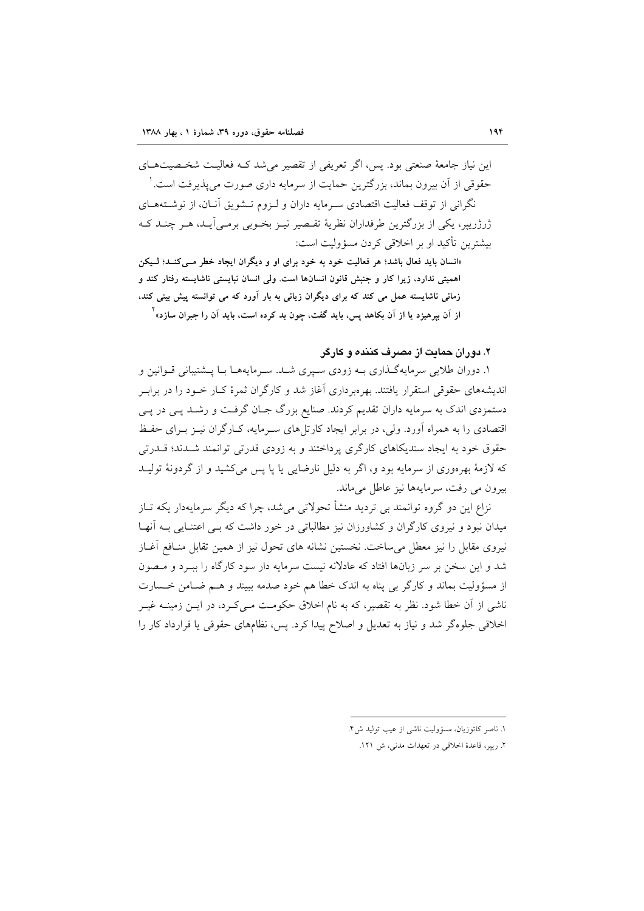این نیاز جامعهٔ صنعتی بود. پس، اگر تعریفی از تقصیر می‌شد که فعالیت شخصیت‌های حقوقی از آن بیرون بماند، بزرگترین حمایت از سرمایه داری صورت می‌پذیرفت است.[1]

نگرانی از توقف فعالیت اقتصادی سرمایه داران و لزوم تشویق آنان، از نوشته‌های ژرژریپر، یکی از بزرگترین طرفداران نظریهٔ تقصیر نیز بخوبی برمی‌آید، هر چند که بیشترین تأکید او بر اخلاقی کردن مسؤولیت است:

**«انسان باید فعال باشد؛ هر فعالیت خود به خود برای او و دیگران ایجاد خطر می‌کند؛ لیکن اهمیتی ندارد، زیرا کار و جنبش قانون انسان‌ها است. ولی انسان نبایستی ناشایسته رفتار کند و زمانی ناشایسته عمل می کند که برای دیگران زیانی به بار آورد که می تواند پیش بینی کند، از آن بپرهیزد یا از آن بکاهد پس، باید گفت، چون بد کرده است، باید آن را جبران سازد»[2]**

### ۲. دوران حمایت از مصرف کننده و کارگر

۱. دوران طلایی سرمایه‌گذاری به زودی سپری شد. سرمایه‌ها با پشتیبانی قوانین و اندیشه‌های حقوقی استقرار یافتند. بهره‌برداری آغاز شد و کارگران ثمرهٔ کار خود را در برابر دستمزدی اندک به سرمایه داران تقدیم کردند. صنایع بزرگ جان گرفت و رشد پی در پی اقتصادی را به همراه آورد. ولی، در برابر ایجاد کارتل‌های سرمایه، کارگران نیز برای حفظ حقوق خود به ایجاد سندیکاهای کارگری پرداختند و به زودی قدرتی توانمند شدند؛ قدرتی که لازمهٔ بهره‌وری از سرمایه بود و، اگر به دلیل نارضایی یا پا پس می‌کشید و از گردونهٔ تولید بیرون می رفت، سرمایه‌ها نیز عاطل می‌ماند.

نزاع این دو گروه توانمند بی تردید منشأ تحولاتی می‌شد، چرا که دیگر سرمایه‌دار یکه تاز میدان نبود و نیروی کارگران و کشاورزان نیز مطالباتی در خور داشت که بی اعتنایی به آنها نیروی مقابل را نیز معطل می‌ساخت. نخستین نشانه های تحول نیز از همین تقابل منافع آغاز شد و این سخن بر سر زبان‌ها افتاد که عادلانه نیست سرمایه دار سود کارگاه را ببرد و مصون از مسؤولیت بماند و کارگر بی پناه به اندک خطا هم خود صدمه ببیند و هم ضامن خسارت ناشی از آن خطا شود. نظر به تقصیر، که به نام اخلاق حکومت می‌کرد، در این زمینه غیر اخلاقی جلوه‌گر شد و نیاز به تعدیل و اصلاح پیدا کرد. پس، نظام‌های حقوقی یا قرارداد کار را

---

۱. ناصر کاتوزیان، مسؤولیت ناشی از عیب تولید ش۴.

۲. ریپر، قاعدهٔ اخلاقی در تعهدات مدنی، ش ۱۲۱.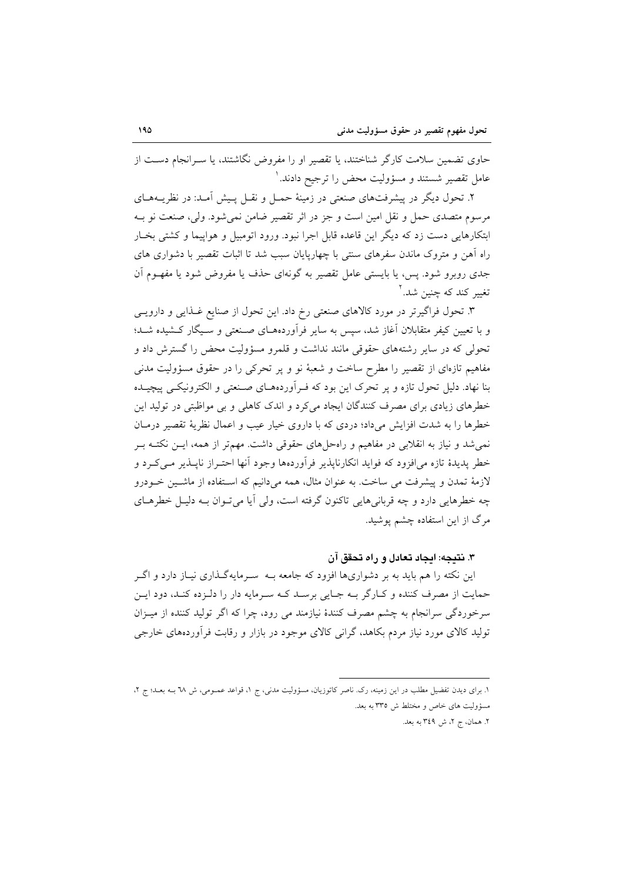حاوی تضمین سلامت کارگر شناختند، یا تقصیر او را مفروض نگاشتند، یا سرانجام دست از عامل تقصیر شستند و مسؤولیت محض را ترجیح دادند.[1]

۲. تحول دیگر در پیشرفت‌های صنعتی در زمینهٔ حمل و نقل پیش آمد: در نظریه‌های مرسوم متصدی حمل و نقل امین است و جز در اثر تقصیر ضامن نمی‌شود. ولی، صنعت نو به ابتکارهایی دست زد که دیگر این قاعده قابل اجرا نبود. ورود اتومبیل و هواپیما و کشتی بخار راه آهن و متروک ماندن سفرهای سنتی با چهارپایان سبب شد تا اثبات تقصیر با دشواری های جدی روبرو شود. پس، یا بایستی عامل تقصیر به گونه‌ای حذف یا مفروض شود یا مفهوم آن تغییر کند که چنین شد.[2]

۳. تحول فراگیرتر در مورد کالاهای صنعتی رخ داد. این تحول از صنایع غذایی و دارویی و با تعیین کیفر متقابلان آغاز شد، سپس به سایر فرآورده‌های صنعتی و سیگار کشیده شد؛ تحولی که در سایر رشته‌های حقوقی مانند نداشت و قلمرو مسؤولیت محض را گسترش داد و مفاهیم تازه‌ای از تقصیر را مطرح ساخت و شعبهٔ نو و پر تحرکی را در حقوق مسؤولیت مدنی بنا نهاد. دلیل تحول تازه و پر تحرک این بود که فرآورده‌های صنعتی و الکترونیکی پیچیده خطرهای زیادی برای مصرف کنندگان ایجاد می‌کرد و اندک کاهلی و بی مواظبتی در تولید این خطرها را به شدت افزایش می‌داد؛ دردی که با داروی خیار عیب و اعمال نظریهٔ تقصیر درمان نمی‌شد و نیاز به انقلابی در مفاهیم و راه‌حل‌های حقوقی داشت. مهم‌تر از همه، این نکته بر خطر پدیدهٔ تازه می‌افزود که فواید انکارناپذیر فرآورده‌ها وجود آنها احتراز ناپذیر می‌کرد و لازمهٔ تمدن و پیشرفت می ساخت. به عنوان مثال، همه می‌دانیم که استفاده از ماشین خودرو چه خطرهایی دارد و چه قربانی‌هایی تاکنون گرفته است، ولی آیا می‌توان به دلیل خطرهای مرگ از این استفاده چشم پوشید.

### ۳. نتیجه: ایجاد تعادل و راه تحقق آن

این نکته را هم باید به بر دشواری‌ها افزود که جامعه به سرمایه‌گذاری نیاز دارد و اگر حمایت از مصرف کننده و کارگر به جایی برسد که سرمایه دار را دلزده کند، دود این سرخوردگی سرانجام به چشم مصرف کنندهٔ نیازمند می رود، چرا که اگر تولید کننده از میزان تولید کالای مورد نیاز مردم بکاهد، گرانی کالای موجود در بازار و رقابت فرآورده‌های خارجی

---

[1] برای دیدن تفضیل مطلب در این زمینه، رک. ناصر کاتوزیان، مسؤولیت مدنی، ج ۱، قواعد عمومی، ش ٦٨ به بعد؛ ج ۲، مسؤولیت های خاص و مختلط ش ۳۳۵ به بعد.

[2] همان، ج ۲، ش ۳٤۹ به بعد.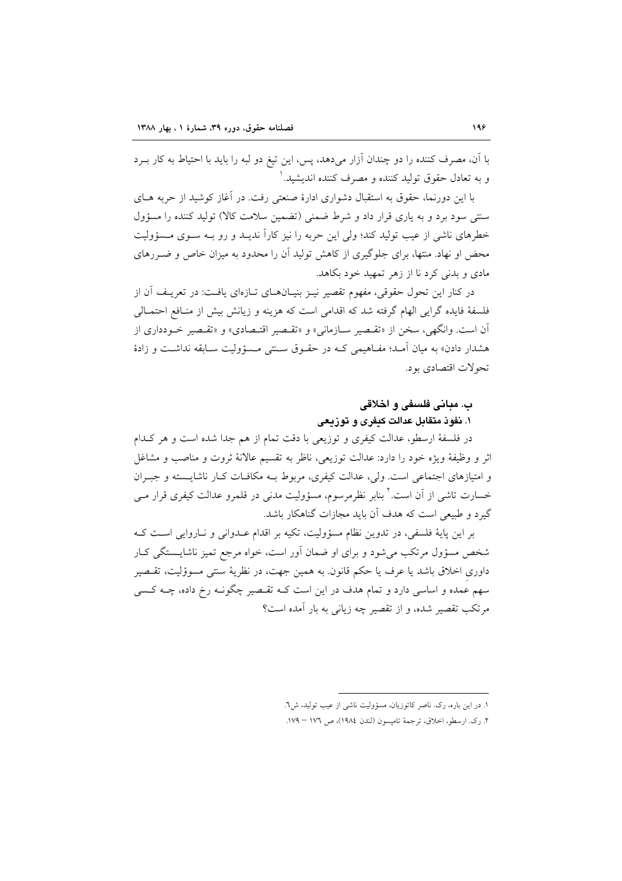با آن، مصرف کننده را دو چندان آزار می‌دهد، پس، این تیغ دو لبه را باید با احتیاط به کار برد و به تعادل حقوق تولید کننده و مصرف کننده اندیشید.[1]

با این دورنما، حقوق به استقبال دشواری ادارهٔ صنعتی رفت. در آغاز کوشید از حربه های سنتی سود برد و به یاری قرار داد و شرط ضمنی (تضمین سلامت کالا) تولید کننده را مسؤول خطرهای ناشی از عیب تولید کند؛ ولی این حربه را نیز کاراً ندید و رو به سوی مسؤولیت محض او نهاد. منتها، برای جلوگیری از کاهش تولید آن را محدود به میزان خاص و ضررهای مادی و بدنی کرد تا از زهر تمهید خود بکاهد.

در کنار این تحول حقوقی، مفهوم تقصیر نیز بنیان‌های تازه‌ای یافت: در تعریف آن از فلسفهٔ فایده گرایی الهام گرفته شد که اقدامی است که هزینه و زیانش بیش از منافع احتمالی آن است. وانگهی، سخن از «تقصیر سازمانی» و «تقصیر اقتصادی» و «تقصیر خودداری از هشدار دادن» به میان آمد؛ مفاهیمی که در حقوق سنتی مسؤولیت سابقه نداشت و زادهٔ تحولات اقتصادی بود.

## ب. مبانی فلسفی و اخلاقی

### ۱. نفوذ متقابل عدالت کیفری و توزیعی

در فلسفهٔ ارسطو، عدالت کیفری و توزیعی با دقت تمام از هم جدا شده است و هر کدام اثر و وظیفهٔ ویژه خود را دارد: عدالت توزیعی، ناظر به تقسیم عالانهٔ ثروت و مناصب و مشاغل و امتیازهای اجتماعی است. ولی، عدالت کیفری، مربوط به مکافات کار ناشایسته و جبران خسارت ناشی از آن است.[2] بنابر نظرمرسوم، مسؤولیت مدنی در قلمرو عدالت کیفری قرار می گیرد و طبیعی است که هدف آن باید مجازات گناهکار باشد.

بر این پایهٔ فلسفی، در تدوین نظام مسؤولیت، تکیه بر اقدام عدوانی و ناروایی است که شخص مسؤول مرتکب می‌شود و برای او ضمان آور است، خواه مرجع تمیز ناشایستگی کار داوری اخلاق باشد یا عرف یا حکم قانون. به همین جهت، در نظریهٔ سنتی مسوؤلیت، تقصیر سهم عمده و اساسی دارد و تمام هدف در این است که تقصیر چگونه رخ داده، چه کسی مرتکب تقصیر شده، و از تقصیر چه زیانی به بار آمده است؟

---

۱. در این باره، رک. ناصر کاتوزیان، مسؤولیت ناشی از عیب تولید، ش۶.

۲. رک. ارسطو، اخلاق، ترجمهٔ تامپسون (لندن ۱۹۸۴)، ص ۱۷۶ – ۱۷۹.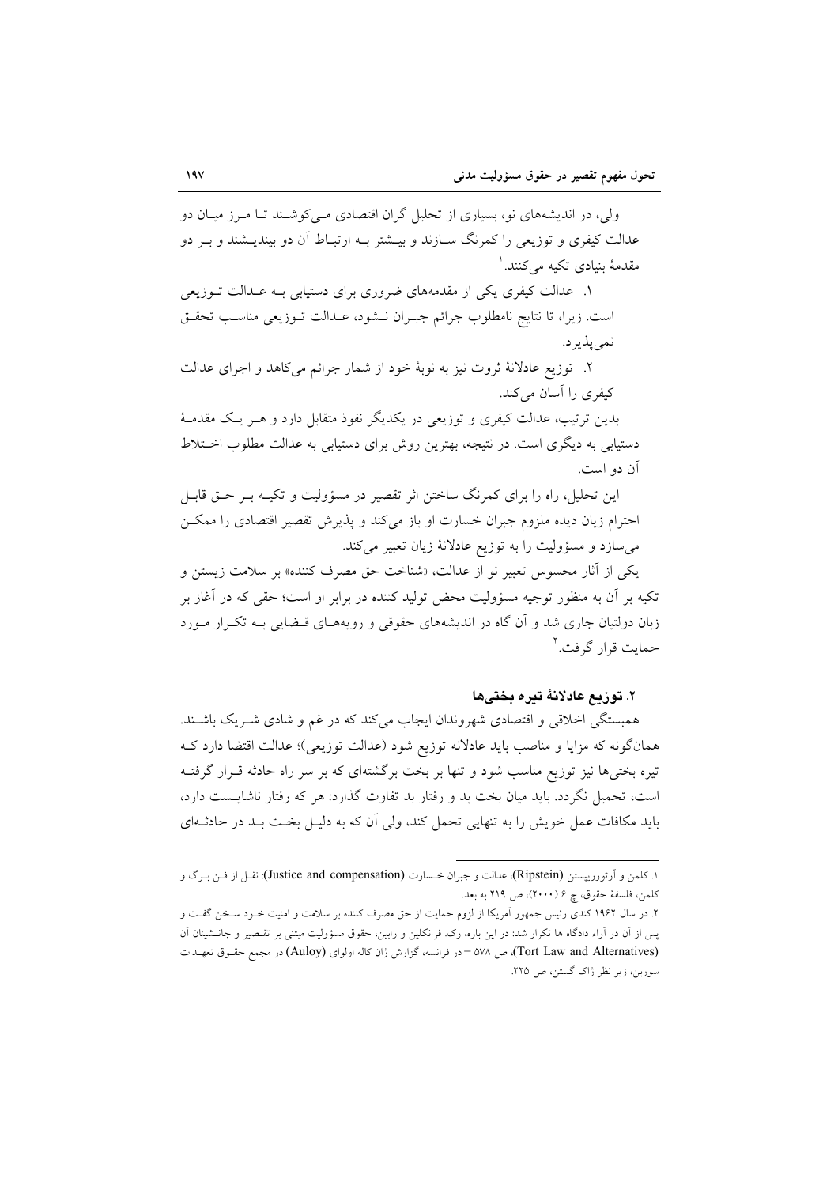ولی، در اندیشه‌های نو، بسیاری از تحلیل گران اقتصادی می‌کوشند تا مرز میان دو عدالت کیفری و توزیعی را کمرنگ سازند و بیشتر به ارتباط آن دو بیندیشند و بر دو مقدمهٔ بنیادی تکیه می‌کنند.[1]

۱. عدالت کیفری یکی از مقدمه‌های ضروری برای دستیابی به عدالت توزیعی است. زیرا، تا نتایج نامطلوب جرائم جبران نشود، عدالت توزیعی مناسب تحقق نمی‌پذیرد.

۲. توزیع عادلانهٔ ثروت نیز به نوبهٔ خود از شمار جرائم می‌کاهد و اجرای عدالت کیفری را آسان می‌کند.

بدین ترتیب، عدالت کیفری و توزیعی در یکدیگر نفوذ متقابل دارد و هر یک مقدمهٔ دستیابی به دیگری است. در نتیجه، بهترین روش برای دستیابی به عدالت مطلوب اختلاط آن دو است.

این تحلیل، راه را برای کمرنگ ساختن اثر تقصیر در مسؤولیت و تکیه بر حق قابل احترام زیان دیده ملزوم جبران خسارت او باز می‌کند و پذیرش تقصیر اقتصادی را ممکن می‌سازد و مسؤولیت را به توزیع عادلانهٔ زیان تعبیر می‌کند.

یکی از آثار محسوس تعبیر نو از عدالت، «شناخت حق مصرف کننده» بر سلامت زیستن و تکیه بر آن به منظور توجیه مسؤولیت محض تولید کننده در برابر او است؛ حقی که در آغاز بر زبان دولتیان جاری شد و آن گاه در اندیشه‌های حقوقی و رویه‌های قضایی به تکرار مورد حمایت قرار گرفت.[2]

### ۲. توزیع عادلانهٔ تیره بختی‌ها

همبستگی اخلاقی و اقتصادی شهروندان ایجاب می‌کند که در غم و شادی شریک باشند. همان‌گونه که مزایا و مناصب باید عادلانه توزیع شود (عدالت توزیعی)؛ عدالت اقتضا دارد که تیره بختی‌ها نیز توزیع مناسب شود و تنها بر بخت برگشته‌ای که بر سر راه حادثه قرار گرفته است، تحمیل نگردد. باید میان بخت بد و رفتار بد تفاوت گذارد: هر که رفتار ناشایست دارد، باید مکافات عمل خویش را به تنهایی تحمل کند، ولی آن که به دلیل بخت بد در حادثه‌ای

---

۱. کلمن و آرتورریپستن (Ripstein)، عدالت و جبران خسارت (Justice and compensation): نقل از فن برگ و کلمن، فلسفهٔ حقوق، چ ۶ (۲۰۰۰)، ص ۲۱۹ به بعد.

۲. در سال ۱۹۶۲ کندی رئیس جمهور آمریکا از لزوم حمایت از حق مصرف کننده بر سلامت و امنیت خود سخن گفت و پس از آن در آراء دادگاه ها تکرار شد: در این باره، رک. فرانکلین و رابین، حقوق مسؤولیت مبتنی بر تقصیر و جانشینان آن (Tort Law and Alternatives)، ص ۵۷۸ – در فرانسه، گزارش ژان کاله اولوای (Auloy) در مجمع حقوق تعهدات سوربن، زیر نظر ژاک گستن، ص ۲۲۵.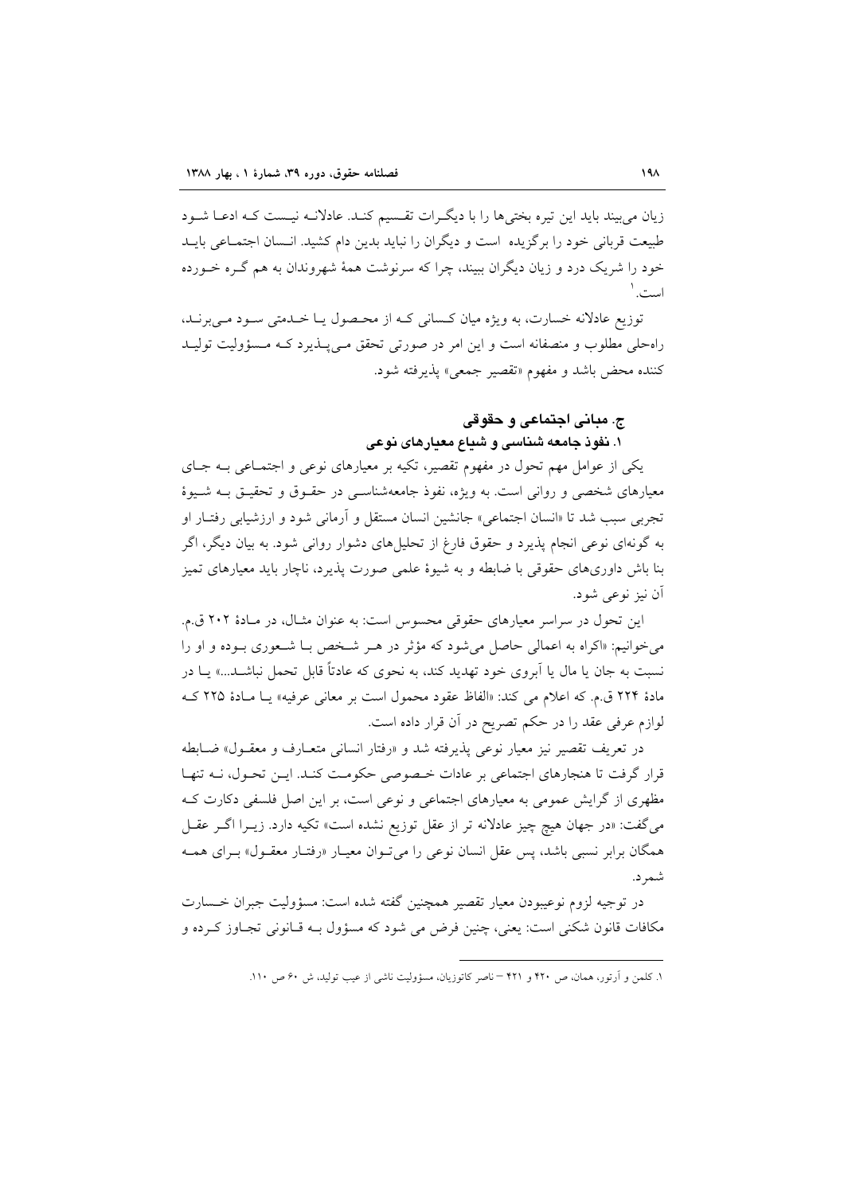زیان می‌بیند باید این تیره بختی‌ها را با دیگـران تقـسیم کنـد. عادلانـه نیـست کـه ادعـا شـود طبیعت قربانی خود را برگزیده است و دیگران را نباید بدین دام کشید. انـسان اجتمـاعی بایـد خود را شریک درد و زیان دیگران ببیند، چرا که سرنوشت همهٔ شهروندان به هم گـره خـورده است.[1]

توزیع عادلانه خسارت، به ویژه میان کـسانی کـه از محـصول یـا خـدمتی سـود مـی‌برنـد، راه‌حلی مطلوب و منصفانه است و این امر در صورتی تحقق مـی‌پـذیرد کـه مـسؤولیت تولیـد کننده محض باشد و مفهوم «تقصیر جمعی» پذیرفته شود.

## ج. مبانی اجتماعی و حقوقی

### ۱. نفوذ جامعه شناسی و شیاع معیارهای نوعی

یکی از عوامل مهم تحول در مفهوم تقصیر، تکیه بر معیارهای نوعی و اجتمـاعی بـه جـای معیارهای شخصی و روانی است. به ویژه، نفوذ جامعه‌شناسـی در حقـوق و تحقیـق بـه شـیوهٔ تجربی سبب شد تا «انسان اجتماعی» جانشین انسان مستقل و آرمانی شود و ارزشیابی رفتـار او به گونه‌ای نوعی انجام پذیرد و حقوق فارغ از تحلیل‌های دشوار روانی شود. به بیان دیگر، اگر بنا باش داوری‌های حقوقی با ضابطه و به شیوهٔ علمی صورت پذیرد، ناچار باید معیارهای تمیز آن نیز نوعی شود.

این تحول در سراسر معیارهای حقوقی محسوس است: به عنوان مثـال، در مـادهٔ ۲۰۲ ق.م. می‌خوانیم: «اکراه به اعمالی حاصل می‌شود که مؤثر در هـر شـخص بـا شـعوری بـوده و او را نسبت به جان یا مال یا آبروی خود تهدید کند، به نحوی که عادتاً قابل تحمل نباشـد...» یـا در مادهٔ ۲۲۴ ق.م. که اعلام می کند: «الفاظ عقود محمول است بر معانی عرفیه» یـا مـادهٔ ۲۲۵ کـه لوازم عرفی عقد را در حکم تصریح در آن قرار داده است.

در تعریف تقصیر نیز معیار نوعی پذیرفته شد و «رفتار انسانی متعـارف و معقـول» ضـابطه قرار گرفت تا هنجارهای اجتماعی بر عادات خـصوصی حکومـت کنـد. ایـن تحـول، نـه تنهـا مظهری از گرایش عمومی به معیارهای اجتماعی و نوعی است، بر این اصل فلسفی دکارت کـه می‌گفت: «در جهان هیچ چیز عادلانه تر از عقل توزیع نشده است» تکیه دارد. زیـرا اگـر عقـل همگان برابر نسبی باشد، پس عقل انسان نوعی را می‌تـوان معیـار «رفتـار معقـول» بـرای همـه شمرد.

در توجیه لزوم نوعیبودن معیار تقصیر همچنین گفته شده است: مسؤولیت جبران خـسارت مکافات قانون شکنی است: یعنی، چنین فرض می شود که مسؤول بـه قـانونی تجـاوز کـرده و

---

[1]. کلمن و آرتور، همان، ص ۴۲۰ و ۴۲۱ – ناصر کاتوزیان، مسؤولیت ناشی از عیب تولید، ش ۶۰ ص ۱۱۰.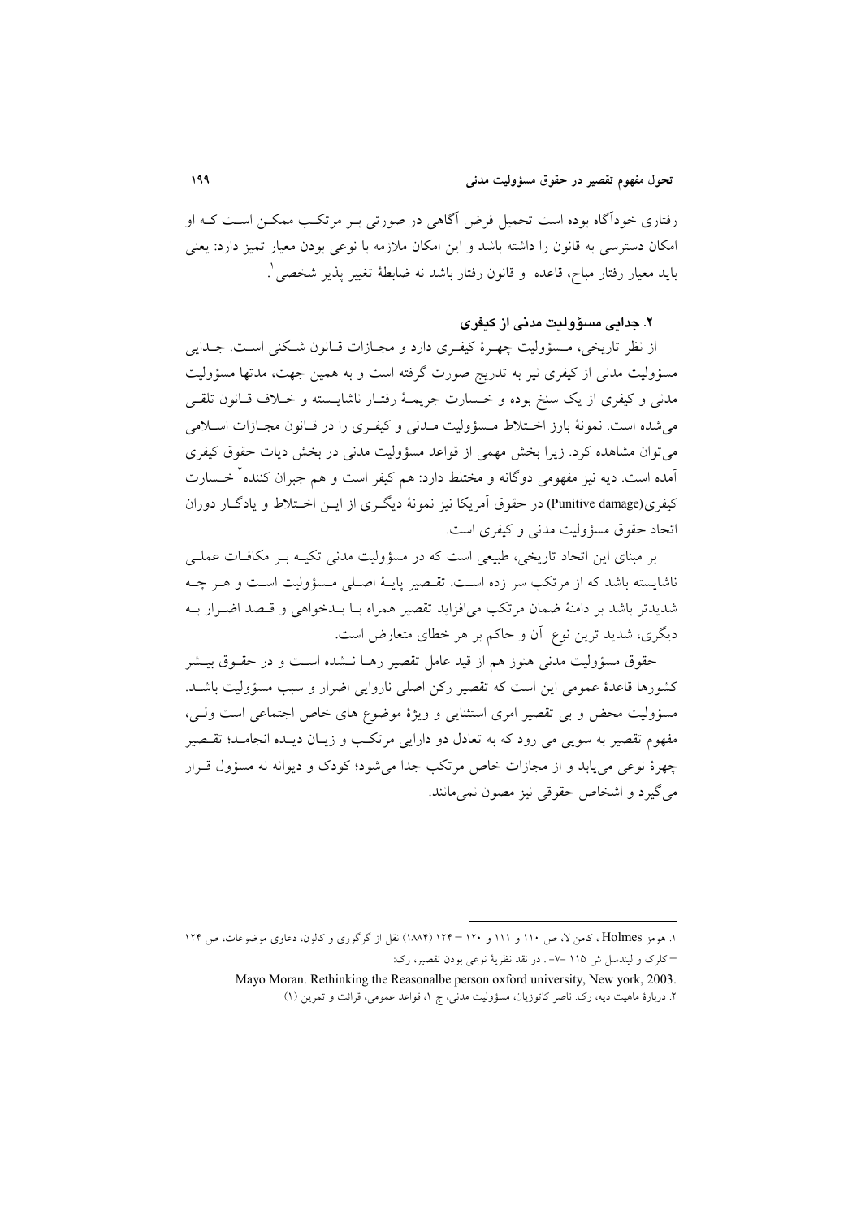رفتاری خودآگاه بوده است تحمیل فرض آگاهی در صورتی بـر مرتکـب ممکـن اسـت کـه او امکان دسترسی به قانون را داشته باشد و این امکان ملازمه با نوعی بودن معیار تمیز دارد: یعنی باید معیار رفتار مباح، قاعده و قانون رفتار باشد نه ضابطهٔ تغییر پذیر شخصی[1].

### ۲. جدایی مسؤولیت مدنی از کیفری

از نظر تاریخی، مـسؤولیت چهـرهٔ کیفـری دارد و مجـازات قـانون شـکنی اسـت. جـدایی مسؤولیت مدنی از کیفری نیز به تدریج صورت گرفته است و به همین جهت، مدتها مسؤولیت مدنی و کیفری از یک سنخ بوده و خـسارت جریمـهٔ رفتـار ناشایـسته و خـلاف قـانون تلقـی می‌شده است. نمونهٔ بارز اخـتلاط مـسؤولیت مـدنی و کیفـری را در قـانون مجـازات اسـلامی می‌توان مشاهده کرد. زیرا بخش مهمی از قواعد مسؤولیت مدنی در بخش دیات حقوق کیفری آمده است. دیه نیز مفهومی دوگانه و مختلط دارد: هم کیفر است و هم جبران کننده[2] خـسارت کیفری(Punitive damage) در حقوق آمریکا نیز نمونهٔ دیگـری از ایـن اخـتلاط و یادگـار دوران اتحاد حقوق مسؤولیت مدنی و کیفری است.

بر مبنای این اتحاد تاریخی، طبیعی است که در مسؤولیت مدنی تکیـه بـر مکافـات عملـی ناشایسته باشد که از مرتکب سر زده اسـت. تقـصیر پایـهٔ اصـلی مـسؤولیت اسـت و هـر چـه شدیدتر باشد بر دامنهٔ ضمان مرتکب می‌افزاید تقصیر همراه بـا بـدخواهی و قـصد اضـرار بـه دیگری، شدید ترین نوع آن و حاکم بر هر خطای متعارض است.

حقوق مسؤولیت مدنی هنوز هم از قید عامل تقصیر رهـا نـشده اسـت و در حقـوق بیـشتر کشورها قاعدهٔ عمومی این است که تقصیر رکن اصلی ناروایی اضرار و سبب مسؤولیت باشـد. مسؤولیت محض و بی تقصیر امری استثنایی و ویژهٔ موضوع های خاص اجتماعی است ولـی، مفهوم تقصیر به سویی می رود که به تعادل دو دارایی مرتکـب و زیـان دیـده انجامـد؛ تقـصیر چهرهٔ نوعی می‌یابد و از مجازات خاص مرتکب جدا می‌شود؛ کودک و دیوانه نه مسؤول قـرار می‌گیرد و اشخاص حقوقی نیز مصون نمی‌مانند.

---

۱. هومز Holmes ، کامن لا، ص ۱۱۰ و ۱۱۱ و ۱۲۰ – ۱۲۴ (۱۸۸۴) نقل از گرگوری و کالون، دعاوی موضوعات، ص ۱۲۴ – کلرک و لیندسل ش ۱۱۵ –۷– . در نقد نظریهٔ نوعی بودن تقصیر، رک:

Mayo Moran. Rethinking the Reasonalbe person oxford university, New york, 2003.

۲. دربارهٔ ماهیت دیه، رک. ناصر کاتوزیان، مسؤولیت مدنی، ج ۱، قواعد عمومی، قرائت و تمرین (۱)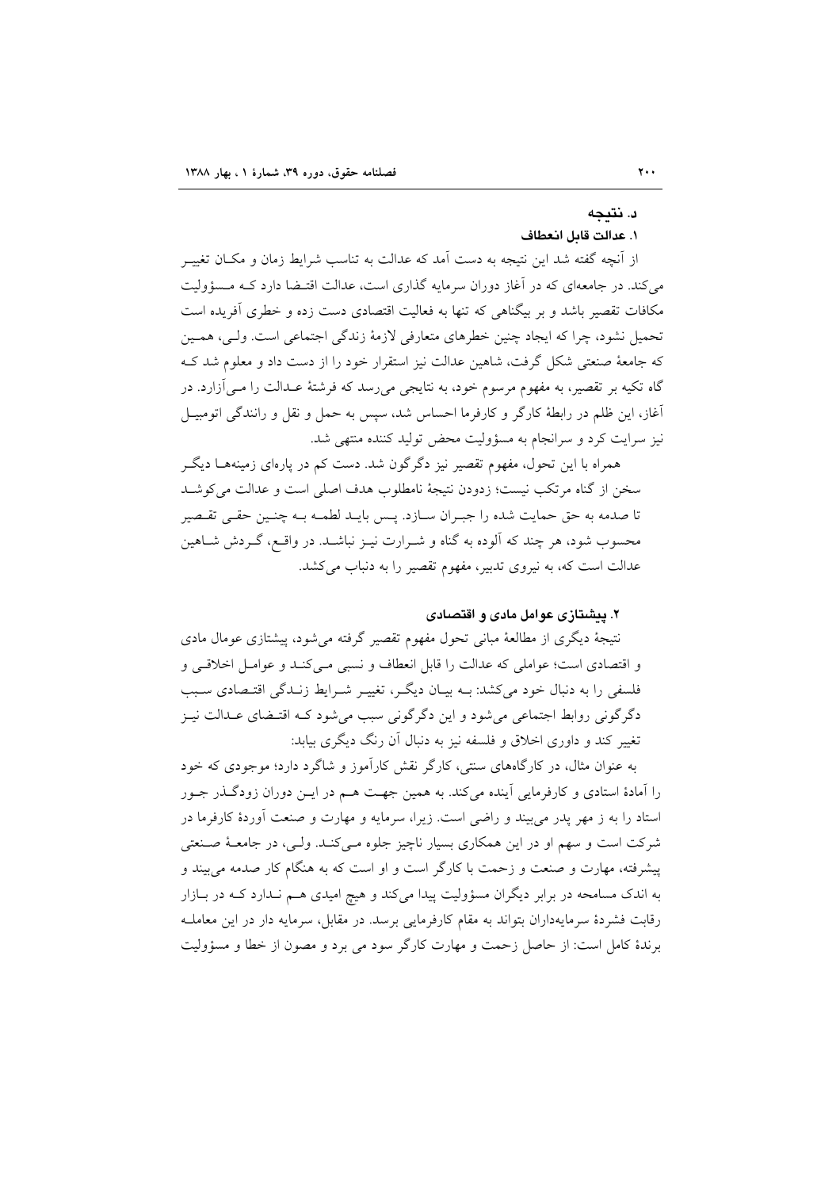## د. نتیجه

### ۱. عدالت قابل انعطاف

از آنچه گفته شد این نتیجه به دست آمد که عدالت به تناسب شرایط زمان و مکـان تغییـر می‌کند. در جامعه‌ای که در آغاز دوران سرمایه گذاری است، عدالت اقتـضا دارد کـه مـسؤولیت مکافات تقصیر باشد و بر بیگناهی که تنها به فعالیت اقتصادی دست زده و خطری آفریده است تحمیل نشود، چرا که ایجاد چنین خطرهای متعارفی لازمهٔ زندگی اجتماعی است. ولـی، همـین که جامعهٔ صنعتی شکل گرفت، شاهین عدالت نیز استقرار خود را از دست داد و معلوم شد کـه گاه تکیه بر تقصیر، به مفهوم مرسوم خود، به نتایجی می‌رسد که فرشتهٔ عـدالت را مـی‌آزارد. در آغاز، این ظلم در رابطهٔ کارگر و کارفرما احساس شد، سپس به حمل و نقل و رانندگی اتومبیـل نیز سرایت کرد و سرانجام به مسؤولیت محض تولید کننده منتهی شد.

همراه با این تحول، مفهوم تقصیر نیز دگرگون شد. دست کم در پاره‌ای زمینه‌هـا دیگـر سخن از گناه مرتکب نیست؛ زدودن نتیجهٔ نامطلوب هدف اصلی است و عدالت می‌کوشـد تا صدمه به حق حمایت شده را جبـران سـازد. پـس بایـد لطمـه بـه چنـین حقـی تقـصیر محسوب شود، هر چند که آلوده به گناه و شـرارت نیـز نباشـد. در واقـع، گـردش شـاهین عدالت است که، به نیروی تدبیر، مفهوم تقصیر را به دنباب می‌کشد.

### ۲. پیشتازی عوامل مادی و اقتصادی

نتیجهٔ دیگری از مطالعهٔ مبانی تحول مفهوم تقصیر گرفته می‌شود، پیشتازی عومال مادی و اقتصادی است؛ عواملی که عدالت را قابل انعطاف و نسبی مـی‌کنـد و عوامـل اخلاقـی و فلسفی را به دنبال خود می‌کشد: بـه بیـان دیگـر، تغییـر شـرایط زنـدگی اقتـصادی سـبب دگرگونی روابط اجتماعی می‌شود و این دگرگونی سبب می‌شود کـه اقتـضای عـدالت نیـز تغییر کند و داوری اخلاق و فلسفه نیز به دنبال آن رنگ دیگری بیابد:

به عنوان مثال، در کارگاههای سنتی، کارگر نقش کارآموز و شاگرد دارد؛ موجودی که خود را آمادهٔ استادی و کارفرمایی آینده می‌کند. به همین جهـت هـم در ایـن دوران زودگـذر جـور استاد را به ز مهر پدر می‌بیند و راضی است. زیرا، سرمایه و مهارت و صنعت آوردهٔ کارفرما در شرکت است و سهم او در این همکاری بسیار ناچیز جلوه مـی‌کنـد. ولـی، در جامعـهٔ صـنعتی پیشرفته، مهارت و صنعت و زحمت با کارگر است و او است که به هنگام کار صدمه می‌بیند و به اندک مسامحه در برابر دیگران مسؤولیت پیدا می‌کند و هیچ امیدی هـم نـدارد کـه در بـازار رقابت فشردهٔ سرمایه‌داران بتواند به مقام کارفرمایی برسد. در مقابل، سرمایه دار در این معاملـه برندهٔ کامل است: از حاصل زحمت و مهارت کارگر سود می برد و مصون از خطا و مسؤولیت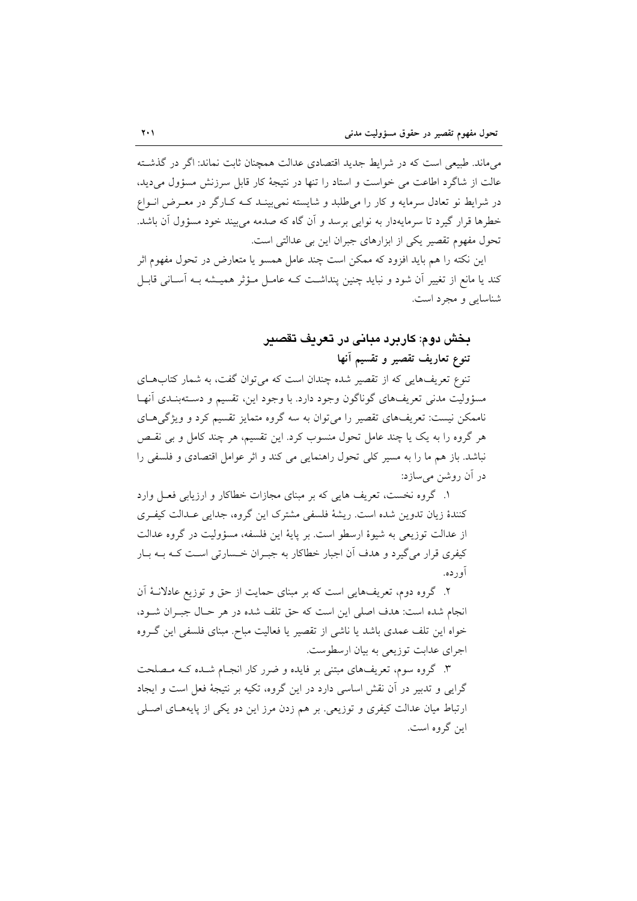می‌ماند. طبیعی است که در شرایط جدید اقتصادی عدالت همچنان ثابت نماند: اگر در گذشته عالت از شاگرد اطاعت می خواست و استاد را تنها در نتیجهٔ کار قابل سرزنش مسؤول می‌دید، در شرایط نو تعادل سرمایه و کار را می‌طلبد و شایسته نمی‌بیند که کارگر در معرض انواع خطرها قرار گیرد تا سرمایه‌دار به نوایی برسد و آن گاه که صدمه می‌بیند خود مسؤول آن باشد. تحول مفهوم تقصیر یکی از ابزارهای جبران این بی عدالتی است.

این نکته را هم باید افزود که ممکن است چند عامل همسو یا متعارض در تحول مفهوم اثر کند یا مانع از تغییر آن شود و نباید چنین پنداشت که عامل مؤثر همیشه به آسانی قابل شناسایی و مجرد است.

## بخش دوم: کاربرد مبانی در تعریف تقصیر

### تنوع تعاریف تقصیر و تقسیم آنها

تنوع تعریف‌هایی که از تقصیر شده چندان است که می‌توان گفت، به شمار کتاب‌های مسؤولیت مدنی تعریف‌های گوناگون وجود دارد. با وجود این، تقسیم و دسته‌بندی آنها ناممکن نیست: تعریف‌های تقصیر را می‌توان به سه گروه متمایز تقسیم کرد و ویژگی‌های هر گروه را به یک یا چند عامل تحول منسوب کرد. این تقسیم، هر چند کامل و بی نقص نباشد. باز هم ما را به مسیر کلی تحول راهنمایی می کند و اثر عوامل اقتصادی و فلسفی را در آن روشن می‌سازد:

۱. گروه نخست، تعریف هایی که بر مبنای مجازات خطاکار و ارزیابی فعل وارد کنندهٔ زیان تدوین شده است. ریشهٔ فلسفی مشترک این گروه، جدایی عدالت کیفری از عدالت توزیعی به شیوهٔ ارسطو است. بر پایهٔ این فلسفه، مسؤولیت در گروه عدالت کیفری قرار می‌گیرد و هدف آن اجبار خطاکار به جبران خسارتی است که به بار آورده.

۲. گروه دوم، تعریف‌هایی است که بر مبنای حمایت از حق و توزیع عادلانهٔ آن انجام شده است: هدف اصلی این است که حق تلف شده در هر حال جبران شود، خواه این تلف عمدی باشد یا ناشی از تقصیر یا فعالیت مباح. مبنای فلسفی این گروه اجرای عدابت توزیعی به بیان ارسطوست.

۳. گروه سوم، تعریف‌های مبتنی بر فایده و ضرر کار انجام شده که مصلحت گرایی و تدبیر در آن نقش اساسی دارد در این گروه، تکیه بر نتیجهٔ فعل است و ایجاد ارتباط میان عدالت کیفری و توزیعی. بر هم زدن مرز این دو یکی از پایه‌های اصلی این گروه است.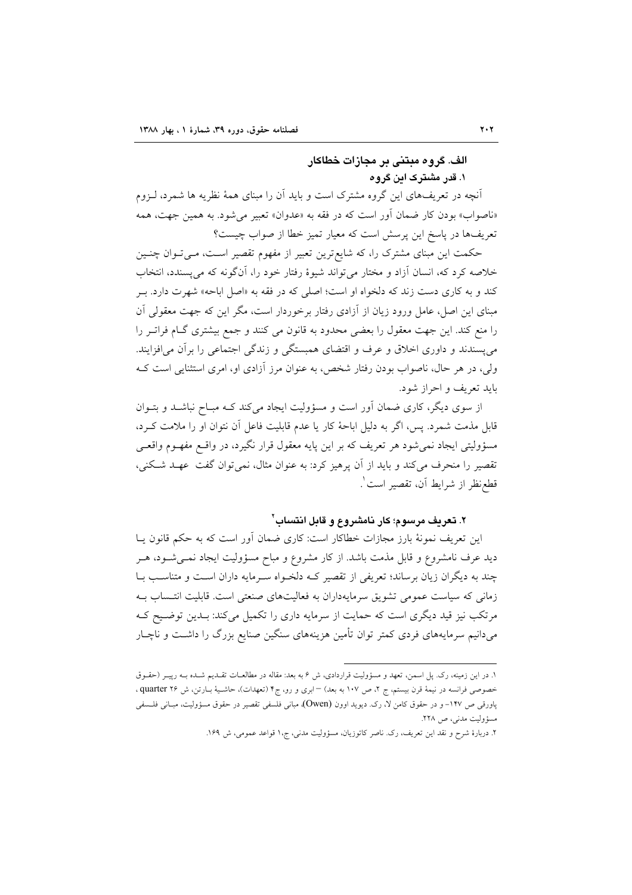## الف. گروه مبتنی بر مجازات خطاکار

### ۱. قدر مشترک این گروه

آنچه در تعریف‌های این گروه مشترک است و باید آن را مبنای همهٔ نظریه ها شمرد، لـزوم «ناصواب» بودن کار ضمان آور است که در فقه به «عدوان» تعبیر می‌شود. به همین جهت، همه تعریف‌ها در پاسخ این پرسش است که معیار تمیز خطا از صواب چیست؟

حکمت این مبنای مشترک را، که شایع‌ترین تعبیر از مفهوم تقصیر اسـت، مـی‌تـوان چنـین خلاصه کرد که، انسان آزاد و مختار می‌تواند شیوهٔ رفتار خود را، آن‌گونه که می‌پسندد، انتخاب کند و به کاری دست زند که دلخواه او است؛ اصلی که در فقه به «اصل اباحه» شهرت دارد. بـر مبنای این اصل، عامل ورود زیان از آزادی رفتار برخوردار است، مگر این که جهت معقولی آن را منع کند. این جهت معقول را بعضی محدود به قانون می کنند و جمع بیشتری گـام فراتـر را می‌پسندند و داوری اخلاق و عرف و اقتضای همبستگی و زندگی اجتماعی را برآن می‌افزایند. ولی، در هر حال، ناصواب بودن رفتار شخص، به عنوان مرز آزادی او، امری استثنایی است کـه باید تعریف و احراز شود.

از سوی دیگر، کاری ضمان آور است و مسؤولیت ایجاد می‌کند کـه مبـاح نباشـد و بتـوان قابل مذمت شمرد. پس، اگر به دلیل اباحهٔ کار یا عدم قابلیت فاعل آن نتوان او را ملامت کـرد، مسؤولیتی ایجاد نمی‌شود هر تعریف که بر این پایه معقول قرار نگیرد، در واقـع مفهـوم واقعـی تقصیر را منحرف می‌کند و باید از آن پرهیز کرد: به عنوان مثال، نمی‌توان گفت عهـد شـکنی، قطع‌نظر از شرایط آن، تقصیر است[1].

### ۲. تعریف مرسوم؛ کار نامشروع و قابل انتساب[2]

این تعریف نمونهٔ بارز مجازات خطاکار است: کاری ضمان آور است که به حکم قانون یـا دید عرف نامشروع و قابل مذمت باشد. از کار مشروع و مباح مسؤولیت ایجاد نمـی‌شـود، هـر چند به دیگران زیان برساند؛ تعریفی از تقصیر کـه دلخـواه سـرمایه داران اسـت و متناسـب بـا زمانی که سیاست عمومی تشویق سرمایه‌داران به فعالیت‌های صنعتی است. قابلیت انتـساب بـه مرتکب نیز قید دیگری است که حمایت از سرمایه داری را تکمیل می‌کند: بـدین توضـیح کـه می‌دانیم سرمایه‌های فردی کمتر توان تأمین هزینه‌های سنگین صنایع بزرگ را داشـت و ناچـار

---

۱. در این زمینه، رک. پل اسمن، تعهد و مسؤولیت قراردادی، ش ۶ به بعد: مقاله در مطالعـات تقـدیم شـده بـه ریپـر (حقـوق خصوصی فرانسه در نیمهٔ قرن بیستم، ج ۲، ص ۱۰۷ به بعد) – ابری و رو، ج۴ (تعهدات)، حاشـیهٔ بـارتن، ش ۲۶ quarter، پاورقی ص ۱۴۷- و در حقوق کامن لا، رک. دیوید اوون (Owen)، مبانی فلسفی تقصیر در حقوق مسؤولیت، مبـانی فلسـفی مسؤولیت مدنی، ص ۲۲۸.

۲. دربارهٔ شرح و نقد این تعریف، رک. ناصر کاتوزیان، مسؤولیت مدنی، ج۱ قواعد عمومی، ش ۱۶۹.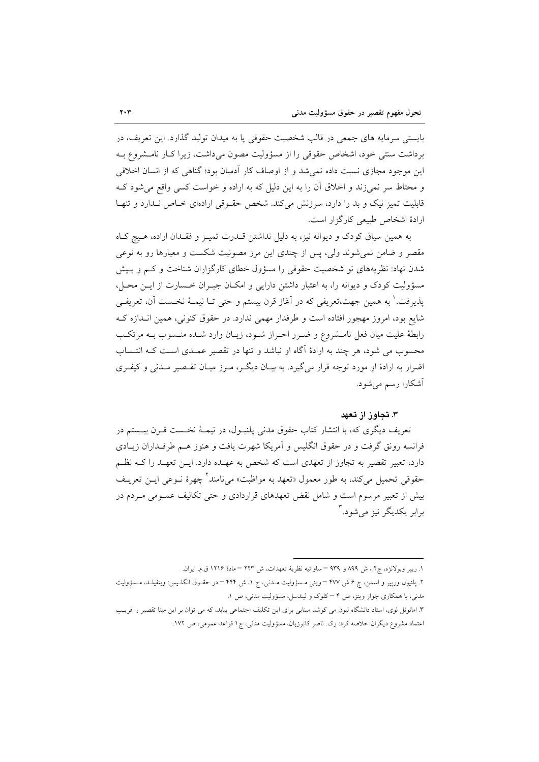بایستی سرمایه های جمعی در قالب شخصیت حقوقی پا به میدان تولید گذارد. این تعریف، در برداشت سنتی خود، اشخاص حقوقی را از مسؤولیت مصون می‌داشت، زیرا کـار نامـشروع بـه این موجود مجازی نسبت داده نمی‌شد و از اوصاف کار آدمیان بود؛ گناهی که از انسان اخلاقی و محتاط سر نمی‌زند و اخلاق آن را به این دلیل که به اراده و خواست کسی واقع می‌شود کـه قابلیت تمیز نیک و بد را دارد، سرزنش می‌کند. شخص حقـوقی اراده‌ای خـاص نـدارد و تنهـا ارادۀ اشخاص طبیعی کارگزار است.

به همین سیاق کودک و دیوانه نیز، به دلیل نداشتن قـدرت تمیـز و فقـدان اراده، هـیچ کـاه مقصر و ضامن نمی‌شوند ولی، پس از چندی این مرز مصونیت شکست و معیارها رو به نوعی شدن نهاد: نظریه‌های نو شخصیت حقوقی را مسؤول خطای کارگزاران شناخت و کـم و بـیش مسؤولیت کودک و دیوانه را، به اعتبار داشتن دارایی و امکـان جبـران خـسارت از ایـن محـل، پذیرفت.[1] به همین جهت،تعریفی که در آغاز قرن بیستم و حتی تـا نیمـۀ نخـست آن، تعریفـی شایع بود، امروز مهجور افتاده است و طرفدار مهمی ندارد. در حقوق کنونی، همین انـدازه کـه رابطۀ علیت میان فعل نامـشروع و ضـرر احـراز شـود، زیـان وارد شـده منـسوب بـه مرتکـب محسوب می شود، هر چند به ارادۀ آگاه او نباشد و تنها در تقصیر عمـدی اسـت کـه انتـساب اضرار به ارادۀ او مورد توجه قرار می‌گیرد. به بیـان دیگـر، مـرز میـان تقـصیر مـدنی و کیفـری آشکارا رسم می‌شود.

### ۳. تجاوز از تعهد

تعریف دیگری که، با انتشار کتاب حقوق مدنی پلنیـول، در نیمـۀ نخـست قـرن بیـستم در فرانسه رونق گرفت و در حقوق انگلیس و آمریکا شهرت یافت و هنوز هـم طرفـداران زیـادی دارد، تعبیر تقصیر به تجاوز از تعهدی است که شخص به عهـده دارد. ایـن تعهـد را کـه نظـم حقوقی تحمیل می‌کند، به طور معمول «تعهد به مواظبت» می‌نامند[2] چهرۀ نـوعی ایـن تعریـف بیش از تعبیر مرسوم است و شامل نقض تعهدهای قراردادی و حتی تکالیف عمـومی مـردم در برابر یکدیگر نیز می‌شود.[3]

---

۱. ریپر وبولانژه، ج۲ ، ش ۸۹۹ و ۹۳۹ – ساواتیه نظریۀ تعهدات، ش ۲۲۳ – مادۀ ۱۲۱۶ ق.م. ایران.

۲. پلنیول وریپر و اسمن، ج ۶ ش ۴۷۷ – وینی مـسؤولیت مـدنی، ج ۱، ش ۴۴۴ – در حقـوق انگلـیس: وینفیلـد، مـسؤولیت مدنی، با همکاری جوار ویتز، ص ۴ – کلوک و لیندسل، مسؤولیت مدنی، ص ۱.

۳. امانوئل لوی، استاد دانشگاه لیون می کوشد مبنایی برای این تکلیف اجتماعی بیابد، که می توان بر این مبنا تقصیر را فریـب اعتماد مشروع دیگران خلاصه کرد: رک. ناصر کاتوزیان، مسؤولیت مدنی، ج۱ قواعد عمومی، ص ۱۷۲.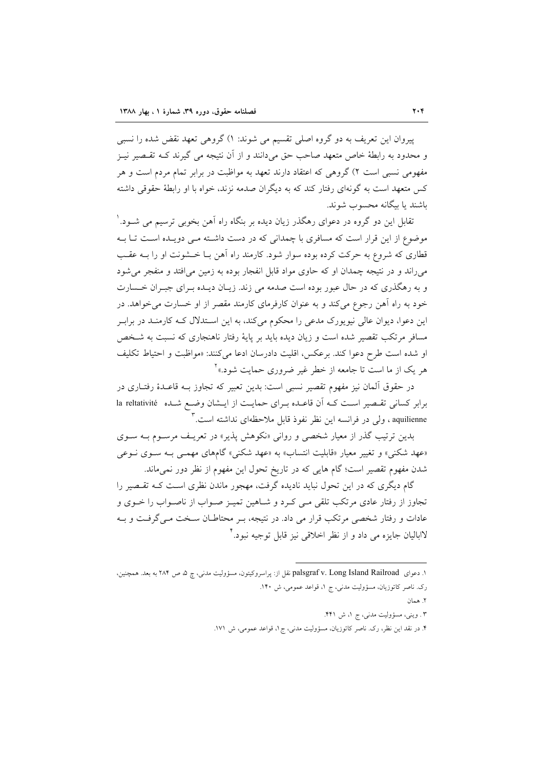پیروان این تعریف به دو گروه اصلی تقسیم می شوند: ۱) گروهی تعهد نقض شده را نسبی و محدود به رابطهٔ خاص متعهد صاحب حق می‌دانند و از آن نتیجه می گیرند کـه تقـصیر نیـز مفهومی نسبی است ۲) گروهی که اعتقاد دارند تعهد به مواظبت در برابر تمام مردم است و هر کس متعهد است به گونه‌ای رفتار کند که به دیگران صدمه نزند، خواه با او رابطهٔ حقوقی داشته باشند یا بیگانه محسوب شوند.

تقابل این دو گروه در دعوای رهگذر زیان دیده بر بنگاه راه آهن بخوبی ترسیم می شـود.[۱] موضوع از این قرار است که مسافری با چمدانی که در دست داشـته مـی دویـده اسـت تـا بـه قطاری که شروع به حرکت کرده بوده سوار شود. کارمند راه آهن بـا خـشونت او را بـه عقـب می‌راند و در نتیجه چمدان او که حاوی مواد قابل انفجار بوده به زمین می‌افتد و منفجر می‌شود و به رهگذری که در حال عبور بوده است صدمه می زند. زیـان دیـده بـرای جبـران خـسارت خود به راه آهن رجوع می‌کند و به عنوان کارفرمای کارمند مقصر از او خسارت می‌خواهد. در این دعوا، دیوان عالی نیویورک مدعی را محکوم می‌کند، به این اسـتدلال کـه کارمنـد در برابـر مسافر مرتکب تقصیر شده است و زیان دیده باید بر پایهٔ رفتار ناهنجاری که نسبت به شـخص او شده است طرح دعوا کند. برعکس، اقلیت دادرسان ادعا می‌کنند: «مواظبت و احتیاط تکلیف هر یک از ما است تا جامعه از خطر غیر ضروری حمایت شود.»[۲]

در حقوق آلمان نیز مفهوم تقصیر نسبی است: بدین تعبیر که تجاوز بـه قاعـدهٔ رفتـاری در برابر کسانی تقـصیر اسـت کـه آن قاعـده بـرای حمایـت از ایـشان وضـع شـده la reltativité aquilienne ، ولی در فرانسه این نظر نفوذ قابل ملاحظه‌ای نداشته است.[۳]

بدین ترتیب گذر از معیار شخصی و روانی «نکوهش پذیر» در تعریـف مرسـوم بـه سـوی «عهد شکنی» و تغییر معیار «قابلیت انتساب» به «عهد شکنی» گام‌های مهمـی بـه سـوی نـوعی شدن مفهوم تقصیر است؛ گام هایی که در تاریخ تحول این مفهوم از نظر دور نمی‌ماند.

گام دیگری که در این تحول نباید نادیده گرفت، مهجور ماندن نظری اسـت کـه تقـصیر را تجاوز از رفتار عادی مرتکب تلقی مـی کـرد و شـاهین تمیـز صـواب از ناصـواب را خـوی و عادات و رفتار شخصی مرتکب قرار می داد. در نتیجه، بـر محتاطـان سـخت مـی‌گرفـت و بـه لاابالیان جایزه می داد و از نظر اخلاقی نیز قابل توجیه نبود.[۴]

---

۱. دعوای palsgraf v. Long Island Railroad نقل از: پراسروکیتون، مسؤولیت مدنی، چ ۵، ص ۲۸۴ به بعد. همچنین، رک. ناصر کاتوزیان، مسؤولیت مدنی، ج ۱، قواعد عمومی، ش ۱۴۰.

۲. همان

۳. وینی، مسؤولیت مدنی، ج ۱، ش ۴۴۱.

۴. در نقد این نظر، رک. ناصر کاتوزیان، مسؤولیت مدنی، ج ۱، قواعد عمومی، ش ۱۷۱.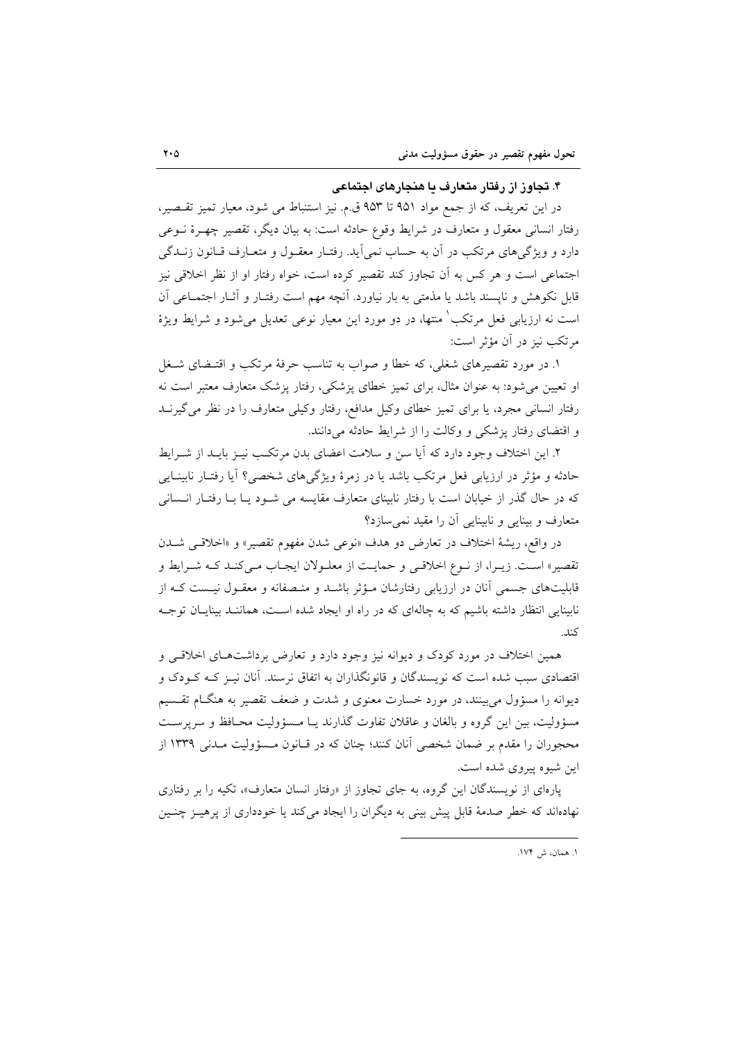### ۴. تجاوز از رفتار متعارف یا هنجارهای اجتماعی

در این تعریف، که از جمع مواد ۹۵۱ تا ۹۵۳ ق.م. نیز استنباط می شود، معیار تمیز تقـصیر، رفتار انسانی معقول و متعارف در شرایط وقوع حادثه است: به بیان دیگر، تقصیر چهـرهٔ نـوعی دارد و ویژگی‌های مرتکب در آن به حساب نمی‌آید. رفتـار معقـول و متعـارف قـانون زنـدگی اجتماعی است و هر کس به آن تجاوز کند تقصیر کرده است، خواه رفتار او از نظر اخلاقی نیز قابل نکوهش و ناپسند باشد یا مذمتی به بار نیاورد. آنچه مهم است رفتـار و آثـار اجتمـاعی آن است نه ارزیابی فعل مرتکب[1] منتها، در دو مورد این معیار نوعی تعدیل می‌شود و شرایط ویژهٔ مرتکب نیز در آن مؤثر است:

۱. در مورد تقصیرهای شغلی، که خطا و صواب به تناسب حرفهٔ مرتکب و اقتـضای شـغل او تعیین می‌شود: به عنوان مثال، برای تمیز خطای پزشکی، رفتار پزشک متعارف معتبر است نه رفتار انسانی مجرد، یا برای تمیز خطای وکیل مدافع، رفتار وکیلی متعارف را در نظر می‌گیرنـد و اقتضای رفتار پزشکی و وکالت را از شرایط حادثه می‌دانند.

۲. این اختلاف وجود دارد که آیا سن و سلامت اعضای بدن مرتکـب نیـز بایـد از شـرایط حادثه و مؤثر در ارزیابی فعل مرتکب باشد یا در زمرهٔ ویژگی‌های شخصی؟ آیا رفتـار نابینـایی که در حال گذر از خیابان است با رفتار نابینای متعارف مقایسه می شـود یـا بـا رفتـار انـسانی متعارف و بینایی و نابینایی آن را مقید نمی‌سازد؟

در واقع، ریشهٔ اختلاف در تعارض دو هدف «نوعی شدن مفهوم تقصیر» و «اخلاقـی شـدن تقصیر» اسـت. زیـرا، از نـوع اخلاقـی و حمایـت از معلـولان ایجـاب مـی‌کنـد کـه شـرایط و قابلیت‌های جسمی آنان در ارزیابی رفتارشان مـؤثر باشـد و منـصفانه و معقـول نیـست کـه از نابینایی انتظار داشته باشیم که به چاله‌ای که در راه او ایجاد شده اسـت، هماننـد بینایـان توجـه کند.

همین اختلاف در مورد کودک و دیوانه نیز وجود دارد و تعارض برداشت‌هـای اخلاقـی و اقتصادی سبب شده است که نویسندگان و قانونگذاران به اتفاق نرسند. آنان نیـز کـه کـودک و دیوانه را مسؤول می‌بینند، در مورد خسارت معنوی و شدت و ضعف تقصیر به هنگـام تقـسیم مسؤولیت، بین این گروه و بالغان و عاقلان تفاوت گذارند یـا مـسؤولیت محـافظ و سرپرسـت محجوران را مقدم بر ضمان شخصی آنان کنند؛ چنان که در قـانون مـسؤولیت مـدنی ۱۳۳۹ از این شیوه پیروی شده است.

پاره‌ای از نویسندگان این گروه، به جای تجاوز از «رفتار انسان متعارف»، تکیه را بر رفتاری نهاده‌اند که خطر صدمهٔ قابل پیش بینی به دیگران را ایجاد می‌کند یا خودداری از پرهیـز چنـین

---

[1] همان، ش ۱۷۴.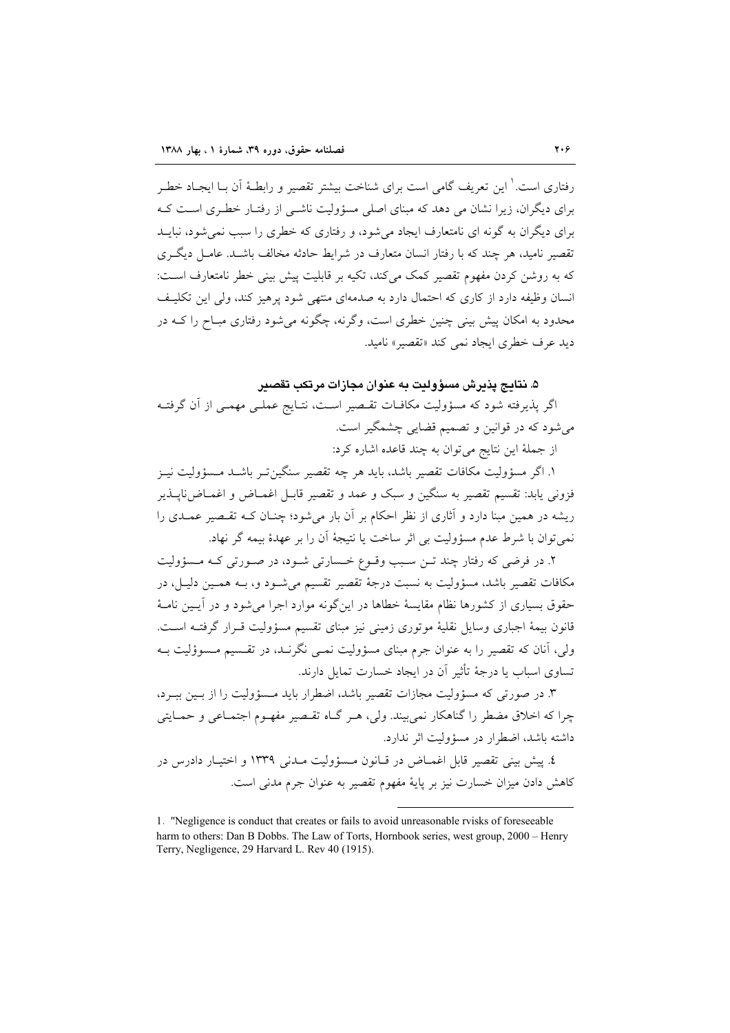رفتاری است.[1] این تعریف گامی است برای شناخت بیشتر تقصیر و رابطهٔ آن با ایجاد خطر برای دیگران، زیرا نشان می دهد که مبنای اصلی مسؤولیت ناشی از رفتار خطری است که برای دیگران به گونه ای نامتعارف ایجاد می‌شود، و رفتاری که خطری را سبب نمی‌شود، نباید تقصیر نامید، هر چند که با رفتار انسان متعارف در شرایط حادثه مخالف باشد. عامل دیگری که به روشن کردن مفهوم تقصیر کمک می‌کند، تکیه بر قابلیت پیش بینی خطر نامتعارف است: انسان وظیفه دارد از کاری که احتمال دارد به صدمه‌ای منتهی شود پرهیز کند، ولی این تکلیف محدود به امکان پیش بینی چنین خطری است، وگرنه، چگونه می‌شود رفتاری مباح را که در دید عرف خطری ایجاد نمی کند «تقصیر» نامید.

### ۵. نتایج پذیرش مسؤولیت به عنوان مجازات مرتکب تقصیر

اگر پذیرفته شود که مسؤولیت مکافات تقصیر است، نتایج عملی مهمی از آن گرفته می‌شود که در قوانین و تصمیم قضایی چشمگیر است.

از جملهٔ این نتایج می‌توان به چند قاعده اشاره کرد:

۱. اگر مسؤولیت مکافات تقصیر باشد، باید هر چه تقصیر سنگین‌تر باشد مسؤولیت نیز فزونی یابد: تقسیم تقصیر به سنگین و سبک و عمد و تقصیر قابل اغماض و اغماض‌ناپذیر ریشه در همین مبنا دارد و آثاری از نظر احکام بر آن بار می‌شود؛ چنان که تقصیر عمدی را نمی‌توان با شرط عدم مسؤولیت بی اثر ساخت یا نتیجهٔ آن را بر عهدهٔ بیمه گر نهاد.

۲. در فرضی که رفتار چند تن سبب وقوع خسارتی شود، در صورتی که مسؤولیت مکافات تقصیر باشد، مسؤولیت به نسبت درجهٔ تقصیر تقسیم می‌شود و، به همین دلیل، در حقوق بسیاری از کشورها نظام مقایسهٔ خطاها در این‌گونه موارد اجرا می‌شود و در آیین نامهٔ قانون بیمهٔ اجباری وسایل نقلیهٔ موتوری زمینی نیز مبنای تقسیم مسؤولیت قرار گرفته است. ولی، آنان که تقصیر را به عنوان جرم مبنای مسؤولیت نمی نگرند، در تقسیم مسؤولیت به تساوی اسباب یا درجهٔ تأثیر آن در ایجاد خسارت تمایل دارند.

۳. در صورتی که مسؤولیت مجازات تقصیر باشد، اضطرار باید مسؤولیت را از بین ببرد، چرا که اخلاق مضطر را گناهکار نمی‌بیند. ولی، هر گاه تقصیر مفهوم اجتماعی و حمایتی داشته باشد، اضطرار در مسؤولیت اثر ندارد.

٤. پیش بینی تقصیر قابل اغماض در قانون مسؤولیت مدنی ۱۳۳۹ و اختیار دادرس در کاهش دادن میزان خسارت نیز بر پایهٔ مفهوم تقصیر به عنوان جرم مدنی است.

---

1. "Negligence is conduct that creates or fails to avoid unreasonable rvisks of foreseeable harm to others: Dan B Dobbs. The Law of Torts, Hornbook series, west group, 2000 – Henry Terry, Negligence, 29 Harvard L. Rev 40 (1915).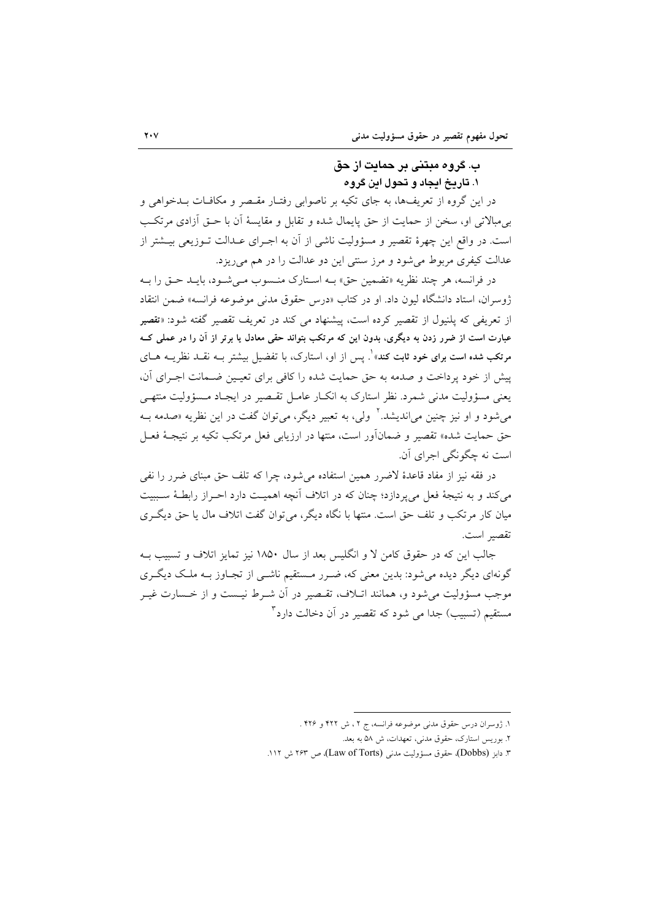### ب. گروه مبتنی بر حمایت از حق

#### ۱. تاریخ ایجاد و تحول این گروه

در این گروه از تعریف‌ها، به جای تکیه بر ناصوابی رفتار مقصر و مکافات بدخواهی و بی‌مبالاتی او، سخن از حمایت از حق پایمال شده و تقابل و مقایسهٔ آن با حق آزادی مرتکب است. در واقع این چهرهٔ تقصیر و مسؤولیت ناشی از آن به اجرای عدالت توزیعی بیشتر از عدالت کیفری مربوط می‌شود و مرز سنتی این دو عدالت را در هم می‌ریزد.

در فرانسه، هر چند نظریه «تضمین حق» به استارک منسوب می‌شود، باید حق را به ژوسران، استاد دانشگاه لیون داد. او در کتاب «درس حقوق مدنی موضوعه فرانسه» ضمن انتقاد از تعریفی که پلنیول از تقصیر کرده است، پیشنهاد می کند در تعریف تقصیر گفته شود: «**تقصیر عبارت است از ضرر زدن به دیگری، بدون این که مرتکب بتواند حقی معادل یا برتر از آن را در عملی که مرتکب شده است برای خود ثابت کند**»[1]. پس از او، استارک، با تفضیل بیشتر به نقد نظریه های پیش از خود پرداخت و صدمه به حق حمایت شده را کافی برای تعیین ضمانت اجرای آن، یعنی مسؤولیت مدنی شمرد. نظر استارک به انکار عامل تقصیر در ایجاد مسؤولیت منتهی می‌شود و او نیز چنین می‌اندیشد.[2] ولی، به تعبیر دیگر، می‌توان گفت در این نظریه «صدمه به حق حمایت شده» تقصیر و ضمان‌آور است، منتها در ارزیابی فعل مرتکب تکیه بر نتیجهٔ فعل است نه چگونگی اجرای آن.

در فقه نیز از مفاد قاعدهٔ لاضرر همین استفاده می‌شود، چرا که تلف حق مبنای ضرر را نفی می‌کند و به نتیجهٔ فعل می‌پردازد؛ چنان که در اتلاف آنچه اهمیت دارد احراز رابطهٔ سببیت میان کار مرتکب و تلف حق است. منتها با نگاه دیگر، می‌توان گفت اتلاف مال یا حق دیگری تقصیر است.

جالب این که در حقوق کامن لا و انگلیس بعد از سال ۱۸۵۰ نیز تمایز اتلاف و تسبیب به گونه‌ای دیگر دیده می‌شود: بدین معنی که، ضرر مستقیم ناشی از تجاوز به ملک دیگری موجب مسؤولیت می‌شود و، همانند اتلاف، تقصیر در آن شرط نیست و از خسارت غیر مستقیم (تسبیب) جدا می شود که تقصیر در آن دخالت دارد[3]

---

۱. ژوسران درس حقوق مدنی موضوعه فرانسه، ج ۲ ، ش ۴۲۲ و ۴۲۶ .

۲. بوریس استارک، حقوق مدنی، تعهدات، ش ۵۸ به بعد.

۳. دابز (Dobbs)، حقوق مسؤولیت مدنی (Law of Torts)، ص ۲۶۳ ش ۱۱۲.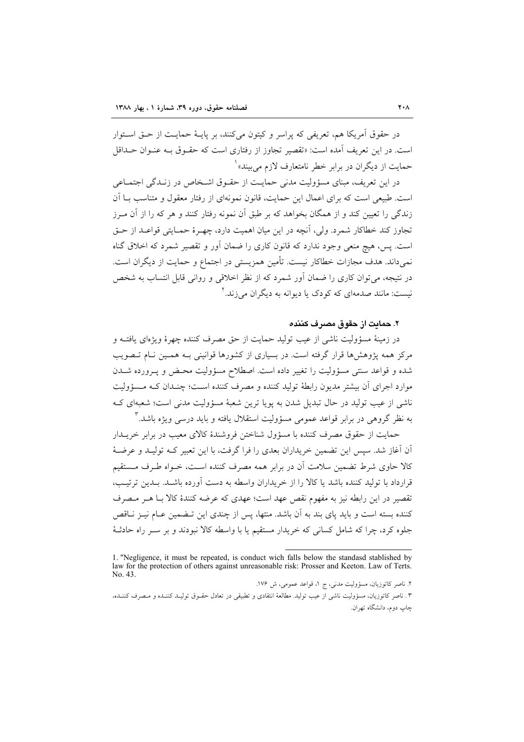در حقوق آمریکا هم، تعریفی که پراسر و کیتون می‌کنند، بر پایهٔ حمایت از حق استوار است. در این تعریف آمده است: «تقصیر تجاوز از رفتاری است که حقوق به عنوان حداقل حمایت از دیگران در برابر خطر نامتعارف لازم می‌بیند»[1]

در این تعریف، مبنای مسؤولیت مدنی حمایت از حقوق اشخاص در زندگی اجتماعی است. طبیعی است که برای اعمال این حمایت، قانون نمونه‌ای از رفتار معقول و متناسب با آن زندگی را تعیین کند و از همگان بخواهد که بر طبق آن نمونه رفتار کنند و هر که را از آن مرز تجاوز کند خطاکار شمرد. ولی، آنچه در این میان اهمیت دارد، چهرهٔ حمایتی قواعد از حق است. پس، هیچ منعی وجود ندارد که قانون کاری را ضمان آور و تقصیر شمرد که اخلاق گناه نمی‌داند. هدف مجازات خطاکار نیست. تأمین همزیستی در اجتماع و حمایت از دیگران است. در نتیجه، می‌توان کاری را ضمان آور شمرد که از نظر اخلاقی و روانی قابل انتساب به شخص نیست: مانند صدمه‌ای که کودک یا دیوانه به دیگران می‌زند.[2]

## ۲. حمایت از حقوق مصرف کننده

در زمینهٔ مسؤولیت ناشی از عیب تولید حمایت از حق مصرف کننده چهرهٔ ویژه‌ای یافته و مرکز همه پژوهش‌ها قرار گرفته است. در بسیاری از کشورها قوانینی به همین نام تصویب شده و قواعد سنتی مسؤولیت را تغییر داده است. اصطلاح مسؤولیت محض و پرورده شدن موارد اجرای آن بیشتر مدیون رابطهٔ تولید کننده و مصرف کننده است؛ چندان که مسؤولیت ناشی از عیب تولید در حال تبدیل شدن به پویا ترین شعبهٔ مسؤولیت مدنی است؛ شعبه‌ای که به نظر گروهی در برابر قواعد عمومی مسؤولیت استقلال یافته و باید درسی ویژه باشد.[3]

حمایت از حقوق مصرف کننده با مسؤول شناختن فروشندهٔ کالای معیب در برابر خریدار آن آغاز شد. سپس این تضمین خریداران بعدی را فرا گرفت، با این تعبیر که تولید و عرضهٔ کالا حاوی شرط تضمین سلامت آن در برابر همه مصرف کننده است، خواه طرف مستقیم قرارداد با تولید کننده باشد یا کالا را از خریداران واسطه به دست آورده باشد. بدین ترتیب، تقصیر در این رابطه نیز به مفهوم نقض عهد است؛ عهدی که عرضه کنندهٔ کالا با هر مصرف کننده بسته است و باید پای بند به آن باشد. منتها، پس از چندی این تضمین عام نیز ناقص جلوه کرد، چرا که شامل کسانی که خریدار مستقیم یا با واسطه کالا نبودند و بر سر راه حادثهٔ

---

1. "Negligence, it must be repeated, is conduct wich falls below the standasd stablished by law for the protection of others against unreasonable risk: Prosser and Keeton. Law of Terts. No. 43.

۲. ناصر کاتوزیان، مسؤولیت مدنی، ج ۱، قواعد عمومی، ش ۱۷۶.

۳ . ناصر کاتوزیان، مسؤولیت ناشی از عیب تولید. مطالعهٔ انتقادی و تطبیقی در تعادل حقوق تولید کننده و مصرف کننده، چاپ دوم، دانشگاه تهران.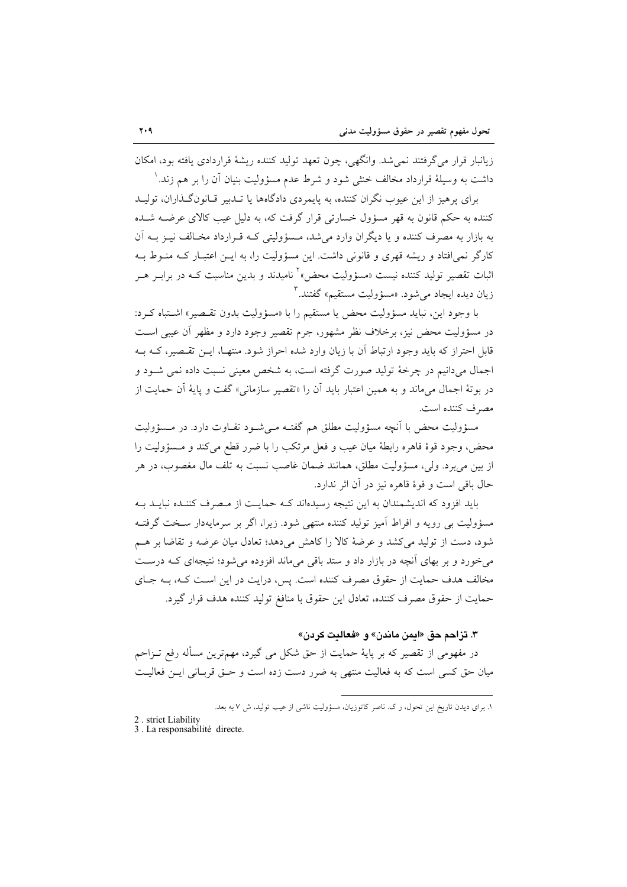زیانبار قرار می‌گرفتند نمی‌شد. وانگهی، چون تعهد تولید کننده ریشهٔ قراردادی یافته بود، امکان داشت به وسیلهٔ قرارداد مخالف خنثی شود و شرط عدم مسؤولیت بنیان آن را بر هم زند.[1]

برای پرهیز از این عیوب نگران کننده، به پایمردی دادگاه‌ها یا تـدبیر قـانون‌گـذاران، تولیـد کننده به حکم قانون به قهر مسؤول خسارتی قرار گرفت که، به دلیل عیب کالای عرضـه شـده به بازار به مصرف کننده و یا دیگران وارد می‌شد، مـسؤولیتی کـه قـرارداد مخـالف نیـز بـه آن کارگر نمی‌افتاد و ریشه قهری و قانونی داشت. این مسؤولیت را، به ایـن اعتبـار کـه منـوط بـه اثبات تقصیر تولید کننده نیست «مسؤولیت محض»[2] نامیدند و بدین مناسبت کـه در برابـر هـر زیان دیده ایجاد می‌شود. «مسؤولیت مستقیم» گفتند.[3]

با وجود این، نباید مسؤولیت محض یا مستقیم را با «مسؤولیت بدون تقـصیر» اشـتباه کـرد: در مسؤولیت محض نیز، برخلاف نظر مشهور، جرم تقصیر وجود دارد و مظهر آن عیبی اسـت قابل احتراز که باید وجود ارتباط آن با زیان وارد شده احراز شود. منتهـا، ایـن تقـصیر، کـه بـه اجمال می‌دانیم در چرخهٔ تولید صورت گرفته است، به شخص معینی نسبت داده نمی شـود و در بوتهٔ اجمال می‌ماند و به همین اعتبار باید آن را «تقصیر سازمانی» گفت و پایهٔ آن حمایت از مصرف کننده است.

مسؤولیت محض با آنچه مسؤولیت مطلق هم گفتـه مـی‌شـود تفـاوت دارد. در مـسؤولیت محض، وجود قوهٔ قاهره رابطهٔ میان عیب و فعل مرتکب را با ضرر قطع می‌کند و مـسؤولیت را از بین می‌برد. ولی، مسؤولیت مطلق، همانند ضمان غاصب نسبت به تلف مال مغصوب، در هر حال باقی است و قوهٔ قاهره نیز در آن اثر ندارد.

باید افزود که اندیشمندان به این نتیجه رسیده‌اند کـه حمایـت از مـصرف کننـده نبایـد بـه مسؤولیت بی رویه و افراط آمیز تولید کننده منتهی شود. زیرا، اگر بر سرمایه‌دار سـخت گرفتـه شود، دست از تولید می‌کشد و عرضهٔ کالا را کاهش می‌دهد؛ تعادل میان عرضه و تقاضا بر هـم می‌خورد و بر بهای آنچه در بازار داد و ستد باقی می‌ماند افزوده می‌شود؛ نتیجه‌ای کـه درسـت مخالف هدف حمایت از حقوق مصرف کننده است. پس، درایت در این اسـت کـه، بـه جـای حمایت از حقوق مصرف کننده، تعادل این حقوق با منافع تولید کننده هدف قرار گیرد.

### ۳. تزاحم حق «ایمن ماندن» و «فعالیت کردن»

در مفهومی از تقصیر که بر پایهٔ حمایت از حق شکل می گیرد، مهم‌ترین مسأله رفع تـزاحم میان حق کسی است که به فعالیت منتهی به ضرر دست زده است و حـق قربـانی ایـن فعالیـت

---

۱. برای دیدن تاریخ این تحول، ر ک. ناصر کاتوزیان، مسؤولیت ناشی از عیب تولید، ش ۷ به بعد.

2 . strict Liability

3 . La responsabilité directe.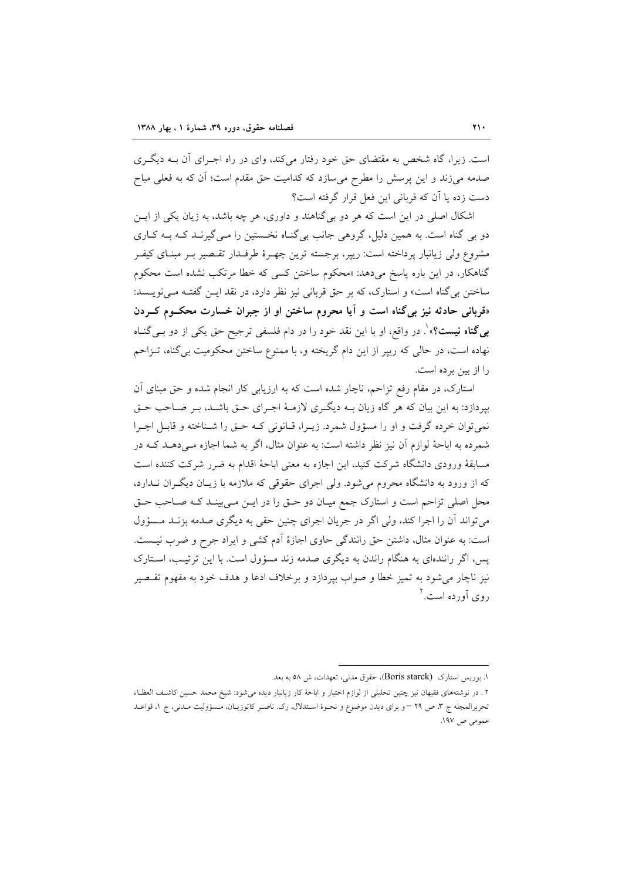است. زیرا، گاه شخص به مقتضای حق خود رفتار می‌کند، وای در راه اجـرای آن بـه دیگـری صدمه می‌زند و این پرسش را مطرح می‌سازد که کدامیت حق مقدم است؛ آن که به فعلی مباح دست زده یا آن که قربانی این فعل قرار گرفته است؟

اشکال اصلی در این است که هر دو بی‌گناهند و داوری، هر چه باشد، به زیان یکی از ایـن دو بی گناه است. به همین دلیل، گروهی جانب بی‌گنـاه نخـستین را مـی‌گیرنـد کـه بـه کـاری مشروع ولی زیانبار پرداخته است: ریپر، برجسته ترین چهـرهٔ طرفـدار تقـصیر بـر مبنـای کیفـر گناهکار، در این باره پاسخ می‌دهد: «محکوم ساختن کسی که خطا مرتکب نشده است محکوم ساختن بی‌گناه است» و استارک، که بر حق قربانی نیز نظر دارد، در نقد ایـن گفتـه مـی‌نویـسد: **«قربانی حادثه نیز بی‌گناه است و آیا محروم ساختن او از جبران خسارت محکـوم کـردن بی‌گناه نیست؟»**[1]. در واقع، او با این نقد خود را در دام فلسفی ترجیح حق یکی از دو بـی‌گنـاه نهاده است، در حالی که ریپر از این دام گریخته و، با ممنوع ساختن محکومیت بی‌گناه، تـزاحم را از بین برده است.

استارک، در مقام رفع تزاحم، ناچار شده است که به ارزیابی کار انجام شده و حق مبنای آن بپردازد: به این بیان که هر گاه زیان بـه دیگـری لازمـهٔ اجـرای حـق باشـد، بـر صـاحب حـق نمی‌توان خرده گرفت و او را مسؤول شمرد. زیـرا، قـانونی کـه حـق را شـناخته و قابـل اجـرا شمرده به اباحهٔ لوازم آن نیز نظر داشته است: به عنوان مثال، اگر به شما اجازه مـی‌دهـد کـه در مسابقهٔ ورودی دانشگاه شرکت کنید، این اجازه به معنی اباحهٔ اقدام به ضرر شرکت کننده است که از ورود به دانشگاه محروم می‌شود. ولی اجرای حقوقی که ملازمه با زیـان دیگـران نـدارد، محل اصلی تزاحم است و استارک جمع میـان دو حـق را در ایـن مـی‌بینـد کـه صـاحب حـق می‌تواند آن را اجرا کند، ولی اگر در جریان اجرای چنین حقی به دیگری صدمه بزنـد مـسؤول است: به عنوان مثال، داشتن حق رانندگی حاوی اجازهٔ آدم کشی و ایراد جرح و ضرب نیـست. پس، اگر راننده‌ای به هنگام راندن به دیگری صدمه زند مسؤول است. با این ترتیـب، اسـتارک نیز ناچار می‌شود به تمیز خطا و صواب بپردازد و برخلاف ادعا و هدف خود به مفهوم تقـصیر روی آورده است.[2]

---

۱. بوریس استارک (Boris starck)، حقوق مدنی، تعهدات، ش ۵۸ به بعد.

۲. در نوشته‌های فقیهان نیز چنین تحلیلی از لوازم اختیار و اباحهٔ کار زیانبار دیده می‌شود: شیخ محمد حسین کاشـف العطـاء تحریرالمجله ج ۳، ص ۲۹ – و برای دیدن موضوع و نحـوهٔ اسـتدلال، رک. ناصـر کاتوزیـان، مـسؤولیت مـدنی، ج ۱، قواعـد عمومی ص ۱۹۷.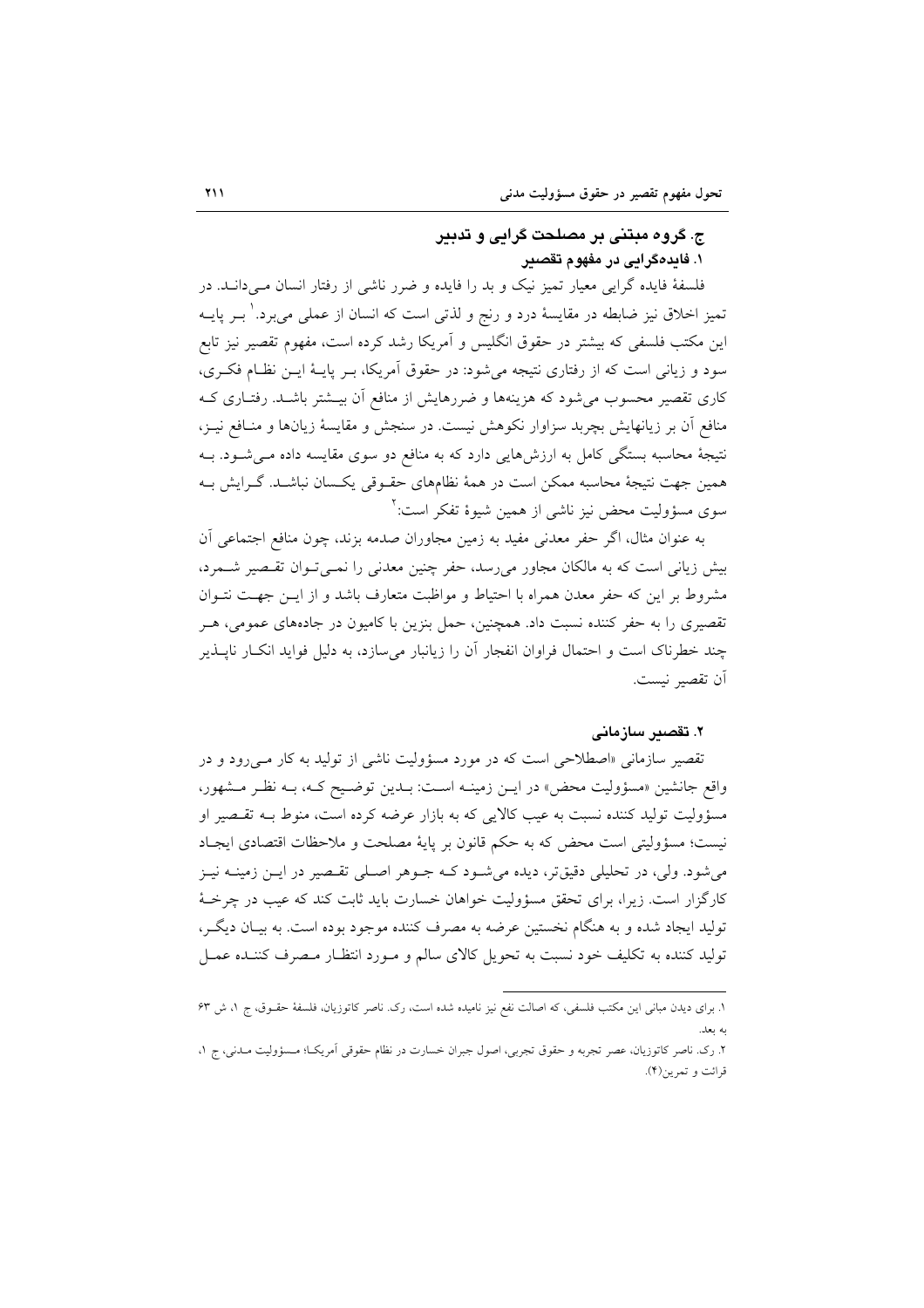### ج. گروه مبتنی بر مصلحت گرایی و تدبیر

#### ۱. فایده‌گرایی در مفهوم تقصیر

فلسفهٔ فایده گرایی معیار تمیز نیک و بد را فایده و ضرر ناشی از رفتار انسان مـی‌دانـد. در تمیز اخلاق نیز ضابطه در مقایسهٔ درد و رنج و لذتی است که انسان از عملی می‌برد.[۱] بـر پایـه این مکتب فلسفی که بیشتر در حقوق انگلیس و آمریکا رشد کرده است، مفهوم تقصیر نیز تابع سود و زیانی است که از رفتاری نتیجه می‌شود: در حقوق آمریکا، بـر پایـهٔ ایـن نظـام فکـری، کاری تقصیر محسوب می‌شود که هزینه‌ها و ضررهایش از منافع آن بیـشتر باشـد. رفتـاری کـه منافع آن بر زیانهایش بچربد سزاوار نکوهش نیست. در سنجش و مقایسهٔ زیان‌ها و منـافع نیـز، نتیجهٔ محاسبه بستگی کامل به ارزش‌هایی دارد که به منافع دو سوی مقایسه داده مـی‌شـود. بـه همین جهت نتیجهٔ محاسبه ممکن است در همهٔ نظام‌های حقـوقی یکـسان نباشـد. گـرایش بـه سوی مسؤولیت محض نیز ناشی از همین شیوهٔ تفکر است:[۲]

به عنوان مثال، اگر حفر معدنی مفید به زمین مجاوران صدمه بزند، چون منافع اجتماعی آن بیش زیانی است که به مالکان مجاور می‌رسد، حفر چنین معدنی را نمـی‌تـوان تقـصیر شـمرد، مشروط بر این که حفر معدن همراه با احتیاط و مواظبت متعارف باشد و از ایـن جهـت نتـوان تقصیری را به حفر کننده نسبت داد. همچنین، حمل بنزین با کامیون در جاده‌های عمومی، هـر چند خطرناک است و احتمال فراوان انفجار آن را زیانبار می‌سازد، به دلیل فواید انکـار ناپـذیر آن تقصیر نیست.

#### ۲. تقصیر سازمانی

تقصیر سازمانی «اصطلاحی است که در مورد مسؤولیت ناشی از تولید به کار مـی‌رود و در واقع جانشین «مسؤولیت محض» در ایـن زمینـه اسـت: بـدین توضـیح کـه، بـه نظـر مـشهور، مسؤولیت تولید کننده نسبت به عیب کالایی که به بازار عرضه کرده است، منوط بـه تقـصیر او نیست؛ مسؤولیتی است محض که به حکم قانون بر پایهٔ مصلحت و ملاحظات اقتصادی ایجـاد می‌شود. ولی، در تحلیلی دقیق‌تر، دیده می‌شـود کـه جـوهر اصـلی تقـصیر در ایـن زمینـه نیـز کارگزار است. زیرا، برای تحقق مسؤولیت خواهان خسارت باید ثابت کند که عیب در چرخـهٔ تولید ایجاد شده و به هنگام نخستین عرضه به مصرف کننده موجود بوده است. به بیـان دیگـر، تولید کننده به تکلیف خود نسبت به تحویل کالای سالم و مـورد انتظـار مـصرف کننـده عمـل

---

۱. برای دیدن مبانی این مکتب فلسفی، که اصالت نفع نیز نامیده شده است، رک. ناصر کاتوزیان، فلسفهٔ حقـوق، ج ۱، ش ۶۳ به بعد.

۲. رک. ناصر کاتوزیان، عصر تجربه و حقوق تجربی، اصول جبران خسارت در نظام حقوقی آمریکـا؛ مـسؤولیت مـدنی، ج ۱، قرائت و تمرین(۴).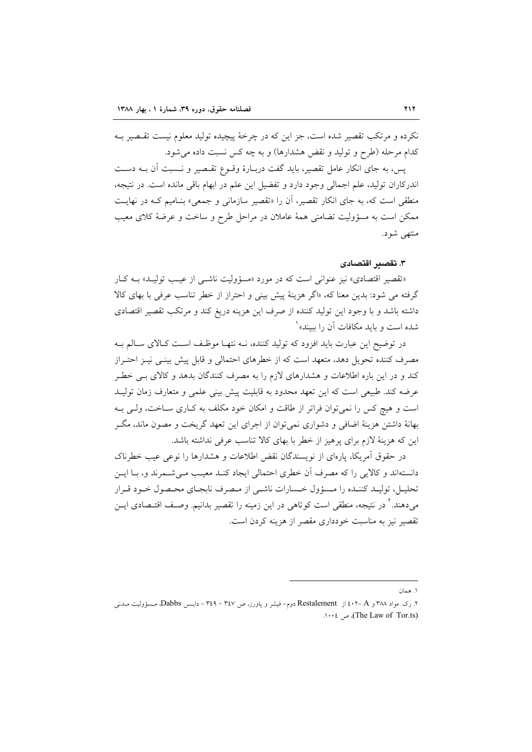نکرده و مرتکب تقصیر شده است، جز این که در چرخهٔ پیچیده تولید معلوم نیست تقصیر به کدام مرحله (طرح و تولید و نقض هشدارها) و به چه کس نسبت داده می‌شود.

پس، به جای انکار عامل تقصیر، باید گفت دربارهٔ وقوع تقصیر و نسبت آن به دست اندرکاران تولید، علم اجمالی وجود دارد و تفضیل این علم در ابهام باقی مانده است. در نتیجه، منطقی است که، به جای انکار تقصیر، آن را «تقصیر سازمانی و جمعی» بنامیم که در نهایت ممکن است به مسؤولیت تضامنی همهٔ عاملان در مراحل طرح و ساخت و عرضهٔ کالای معیب منتهی شود.

### ۳. تقصیر اقتصادی

«تقصیر اقتصادی» نیز عنوانی است که در مورد «مسؤولیت ناشی از عیب تولید» به کار گرفته می شود: بدین معنا که، «اگر هزینهٔ پیش بینی و احتراز از خطر تناسب عرفی با بهای کالا داشته باشد و با وجود این تولید کننده از صرف این هزینه دریغ کند و مرتکب تقصیر اقتصادی شده است و باید مکافات آن را ببیند»[۱]

در توضیح این عبارت باید افزود که تولید کننده، نه تنها موظف است کالای سالم به مصرف کننده تحویل دهد، متعهد است که از خطرهای احتمالی و قابل پیش بینی نیز احتراز کند و در این باره اطلاعات و هشدارهای لازم را به مصرف کنندگان بدهد و کالای بی خطر عرضه کند. طبیعی است که این تعهد محدود به قابلیت پیش بینی علمی و متعارف زمان تولید است و هیچ کس را نمی‌توان فراتر از طاقت و امکان خود مکلف به کاری ساخت، ولی به بهانهٔ داشتن هزینهٔ اضافی و دشواری نمی‌توان از اجرای این تعهد گریخت و مصون ماند، مگر این که هزینهٔ لازم برای پرهیز از خطر با بهای کالا تناسب عرفی نداشته باشد.

در حقوق آمریکا، پاره‌ای از نویسندگان نقض اطلاعات و هشدارها را نوعی عیب خطرناک دانسته‌اند و کالایی را که مصرف آن خطری احتمالی ایجاد کند معیب می‌شمرند و، با این تحلیل، تولید کننده را مسؤول خسارات ناشی از مصرف نابجای محصول خود قرار می‌دهند.[۲] در نتیجه، منطقی است کوتاهی در این زمینه را تقصیر بدانیم. وصف اقتصادی این تقصیر نیز به مناسبت خودداری مقصر از هزینه کردن است.

---

۱. همان

۲. رک. مواد ۳۸۸ و A -۴۰۲ از Restalement دوم- فیشر و پاورز، ص ۳۴۷ - ۳۴۹ - دابس Dabbs، مسؤولیت مدنی (The Law of Tor.ts)، ص ۱۰۰۴.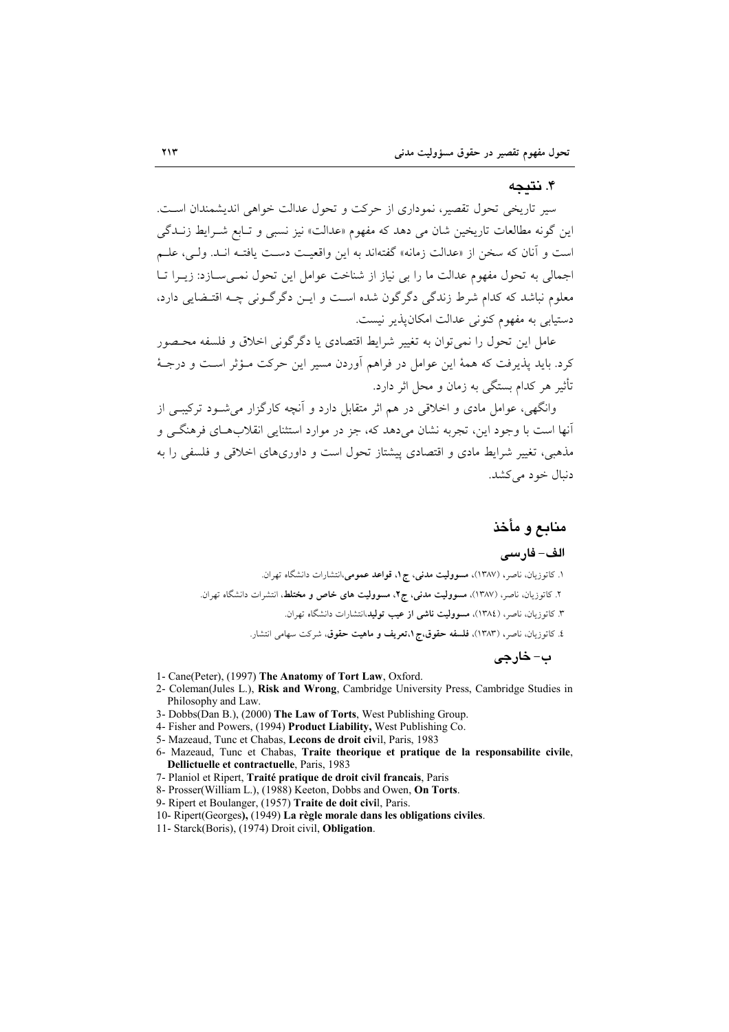## ۴. نتیجه

سیر تاریخی تحول تقصیر، نموداری از حرکت و تحول عدالت خواهی اندیشمندان است. این گونه مطالعات تاریخین شان می دهد که مفهوم «عدالت» نیز نسبی و تابع شرایط زندگی است و آنان که سخن از «عدالت زمانه» گفته‌اند به این واقعیت دست یافته اند. ولی، علم اجمالی به تحول مفهوم عدالت ما را بی نیاز از شناخت عوامل این تحول نمی‌سازد: زیرا تا معلوم نباشد که کدام شرط زندگی دگرگون شده است و این دگرگونی چه اقتضایی دارد، دستیابی به مفهوم کنونی عدالت امکان‌پذیر نیست.

عامل این تحول را نمی‌توان به تغییر شرایط اقتصادی یا دگرگونی اخلاق و فلسفه محصور کرد. باید پذیرفت که همهٔ این عوامل در فراهم آوردن مسیر این حرکت مؤثر است و درجهٔ تأثیر هر کدام بستگی به زمان و محل اثر دارد.

وانگهی، عوامل مادی و اخلاقی در هم اثر متقابل دارد و آنچه کارگزار می‌شود ترکیبی از آنها است با وجود این، تجربه نشان می‌دهد که، جز در موارد استثنایی انقلاب‌های فرهنگی و مذهبی، تغییر شرایط مادی و اقتصادی پیشتاز تحول است و داوری‌های اخلاقی و فلسفی را به دنبال خود می‌کشد.

## منابع و مأخذ

### الف- فارسی

۱. کاتوزیان، ناصر، (۱۳۸۷)، **مسوولیت مدنی، ج۱، قواعد عمومی**،انتشارات دانشگاه تهران.

۲. کاتوزیان، ناصر، (۱۳۸۷)، **مسوولیت مدنی، ج۲، مسوولیت های خاص و مختلط**، انتشرات دانشگاه تهران.

۳. کاتوزیان، ناصر، (۱۳۸٤)، **مسوولیت ناشی از عیب تولید**،انتشارات دانشگاه تهران.

٤. کاتوزیان، ناصر، (۱۳۸۳)، **فلسفه حقوق،ج۱،تعریف و ماهیت حقوق**، شرکت سهامی انتشار.

### ب- خارجی

1- Cane(Peter), (1997) **The Anatomy of Tort Law**, Oxford.

2- Coleman(Jules L.), **Risk and Wrong**, Cambridge University Press, Cambridge Studies in Philosophy and Law.

3- Dobbs(Dan B.), (2000) **The Law of Torts**, West Publishing Group.

4- Fisher and Powers, (1994) **Product Liability,** West Publishing Co.

5- Mazeaud, Tunc et Chabas, **Lecons de droit civ**il, Paris, 1983

6- Mazeaud, Tunc et Chabas, **Traite theorique et pratique de la responsabilite civile, Dellictuelle et contractuelle**, Paris, 1983

7- Planiol et Ripert, **Traité pratique de droit civil francais**, Paris

8- Prosser(William L.), (1988) Keeton, Dobbs and Owen, **On Torts**.

9- Ripert et Boulanger, (1957) **Traite de doit civi**l, Paris.

10- Ripert(Georges**)**, (1949) **La règle morale dans les obligations civiles**.

11- Starck(Boris), (1974) Droit civil, **Obligation**.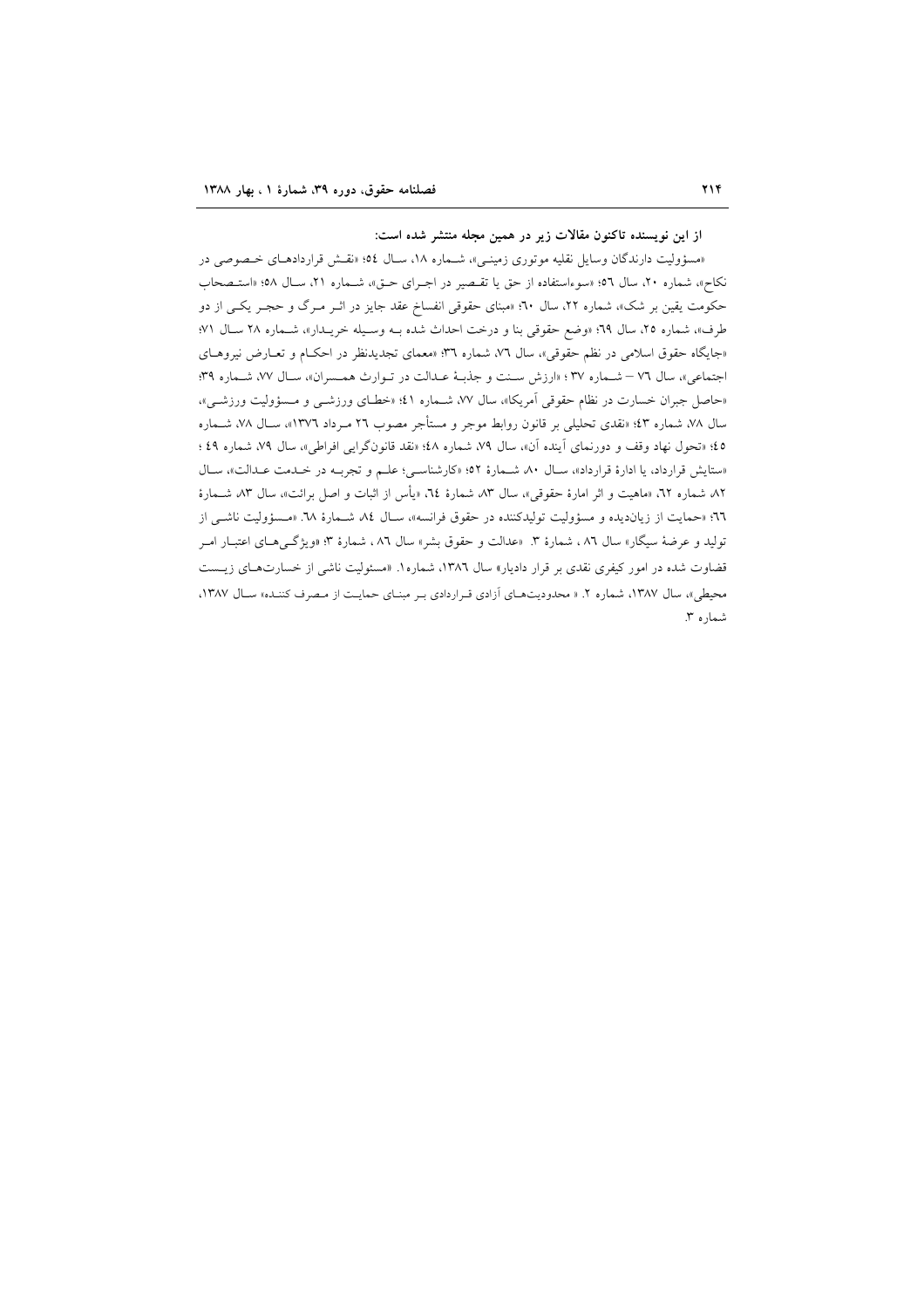**از این نویسنده تاکنون مقالات زیر در همین مجله منتشر شده است:**

«مسؤولیت دارندگان وسایل نقلیه موتوری زمینی»، شماره ۱۸، سال ٥٤؛ «نقش قراردادهای خصوصی در نکاح»، شماره ۲۰، سال ٥٦؛ «سوءاستفاده از حق یا تقصیر در اجرای حق»، شماره ۲۱، سال ٥٨؛ «استصحاب حکومت یقین بر شک»، شماره ۲۲، سال ٦٠؛ «مبنای حقوقی انفساخ عقد جایز در اثر مرگ و حجر یکی از دو طرف»، شماره ۲۵، سال ٦٩؛ «وضع حقوقی بنا و درخت احداث شده به وسیله خریدار»، شماره ۲۸ سال ٧١؛ «جایگاه حقوق اسلامی در نظم حقوقی»، سال ٧٦، شماره ٣٦؛ «معمای تجدیدنظر در احکام و تعارض نیروهای اجتماعی»، سال ٧٦ – شماره ٣٧ ؛ «ارزش سنت و جذبهٔ عدالت در توارث همسران»، سال ٧٧، شماره ٣٩؛ «حاصل جبران خسارت در نظام حقوقی آمریکا»، سال ٧٧، شماره ٤١؛ «خطای ورزشی و مسؤولیت ورزشی»، سال ٧٨، شماره ٤٣؛ «نقدی تحلیلی بر قانون روابط موجر و مستأجر مصوب ٢٦ مرداد ١٣٧٦»، سال ٧٨، شماره ٤٥؛ «تحول نهاد وقف و دورنمای آینده آن»، سال ٧٩، شماره ٤٨؛ «نقد قانون‌گرایی افراطی»، سال ٧٩، شماره ٤٩ ؛ «ستایش قرارداد، یا ادارهٔ قرارداد»، سال ٨٠، شمارهٔ ٥٢؛ «کارشناسی؛ علم و تجربه در خدمت عدالت»، سال ٨٢، شماره ٦٢، «ماهیت و اثر امارهٔ حقوقی»، سال ٨٣، شمارهٔ ٦٤، «یأس از اثبات و اصل برائت»، سال ٨٣، شمارهٔ ٦٦؛ «حمایت از زیاندیده و مسؤولیت تولیدکننده در حقوق فرانسه»، سال ٨٤، شمارهٔ ٦٨. «مسؤولیت ناشی از تولید و عرضهٔ سیگار» سال ٨٦ ، شمارهٔ ٣. «عدالت و حقوق بشر» سال ٨٦ ، شمارهٔ ٣؛ «ویژگی‌های اعتبار امر قضاوت شده در امور کیفری نقدی بر قرار دادیار» سال ١٣٨٦، شماره١. «مسئولیت ناشی از خسارت‌های زیست محیطی»، سال ١٣٨٧، شماره ٢. « محدودیت‌های آزادی قراردادی بر مبنای حمایت از مصرف کننده» سال ١٣٨٧، شماره ٣.